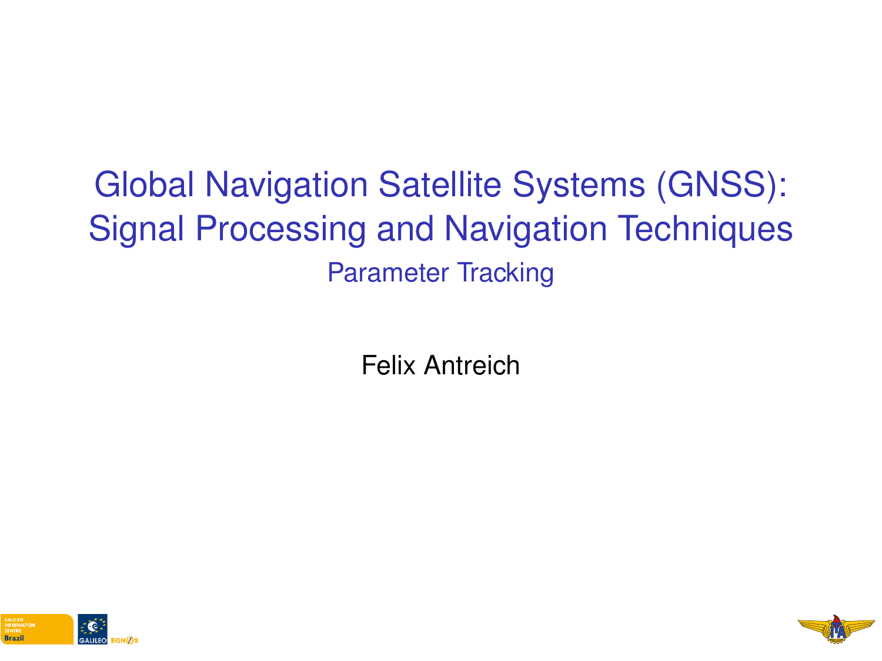# Global Navigation Satellite Systems (GNSS): Signal Processing and Navigation Techniques

## Parameter Tracking

Felix Antreich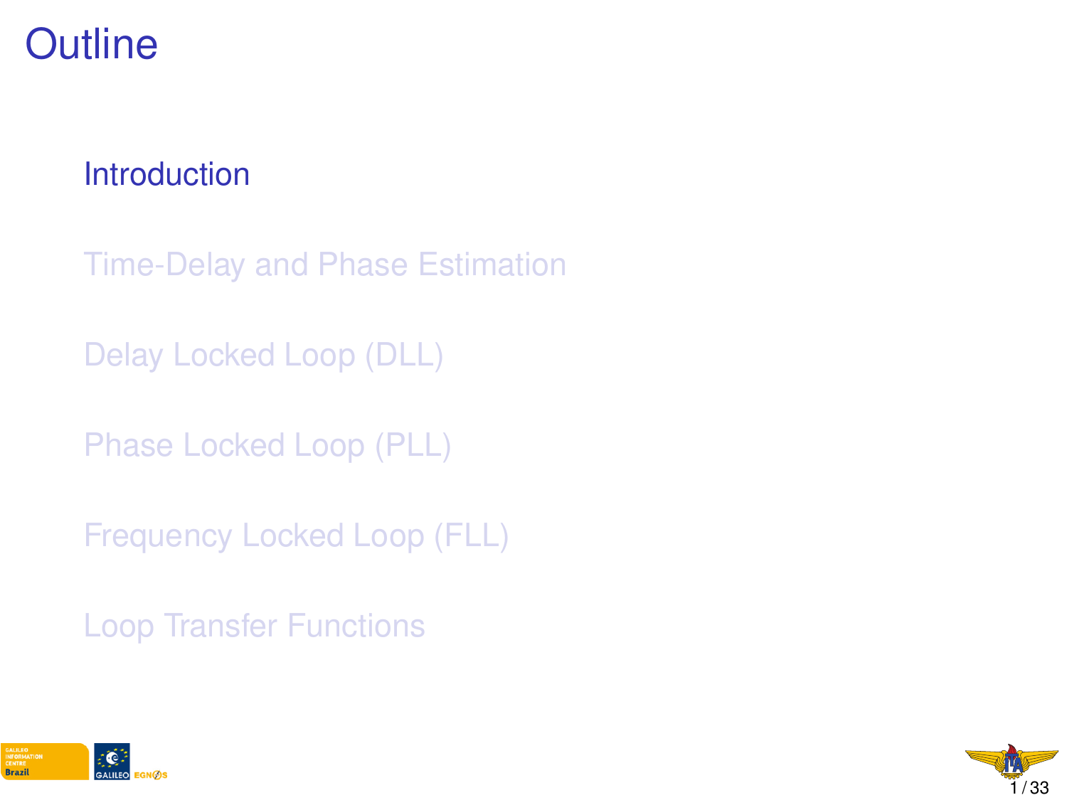# Outline

- Introduction
- Time-Delay and Phase Estimation
- Delay Locked Loop (DLL)
- Phase Locked Loop (PLL)
- Frequency Locked Loop (FLL)
- Loop Transfer Functions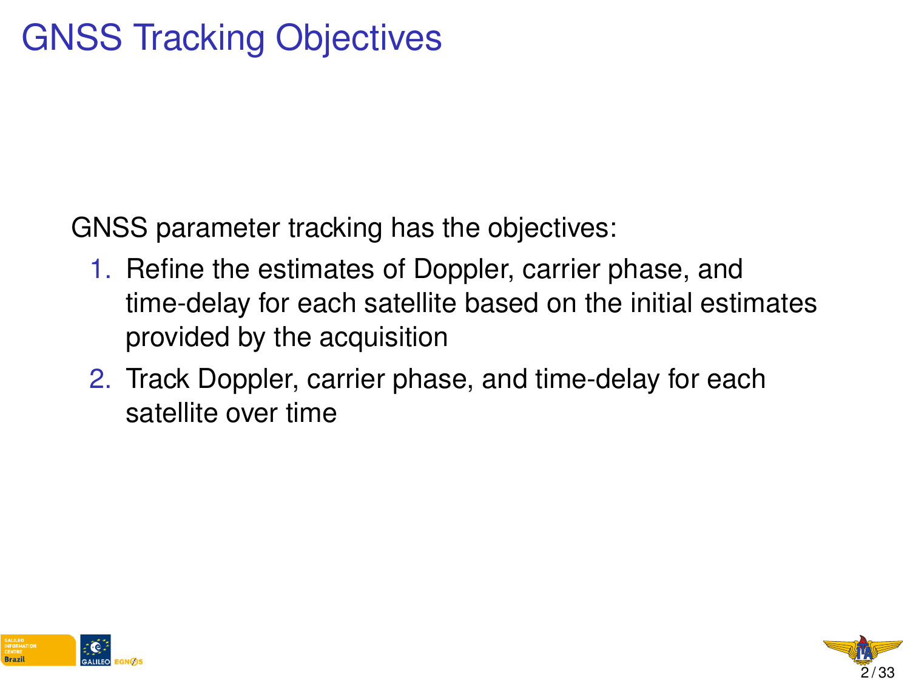# GNSS Tracking Objectives

GNSS parameter tracking has the objectives:

1. Refine the estimates of Doppler, carrier phase, and time-delay for each satellite based on the initial estimates provided by the acquisition
2. Track Doppler, carrier phase, and time-delay for each satellite over time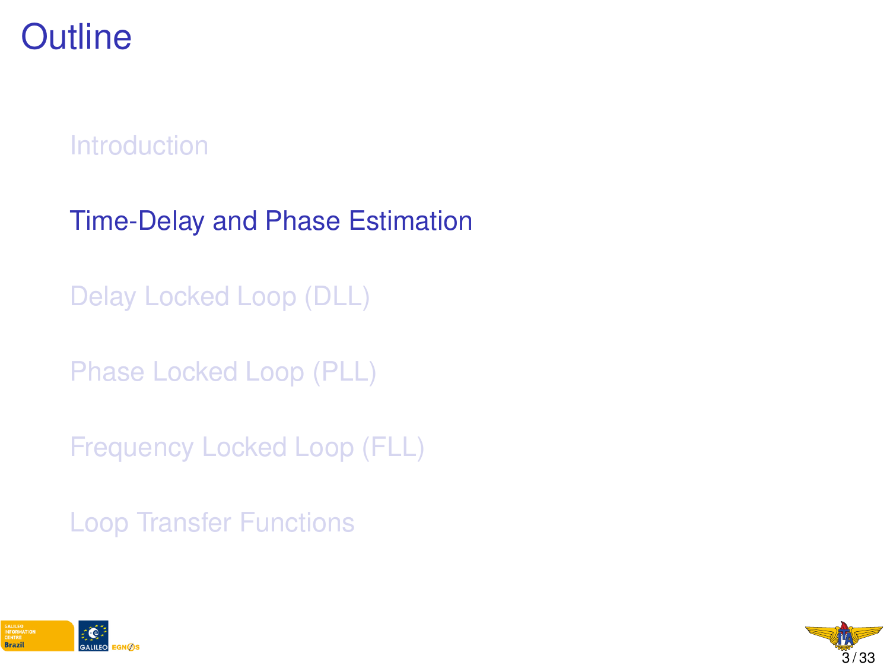# Outline

- Introduction
- Time-Delay and Phase Estimation
- Delay Locked Loop (DLL)
- Phase Locked Loop (PLL)
- Frequency Locked Loop (FLL)
- Loop Transfer Functions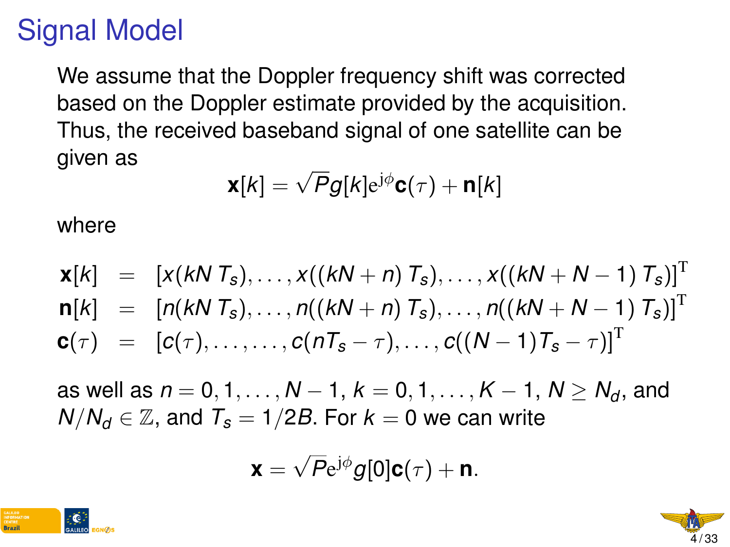# Signal Model

We assume that the Doppler frequency shift was corrected based on the Doppler estimate provided by the acquisition. Thus, the received baseband signal of one satellite can be given as

$$\mathbf{x}[k] = \sqrt{P} g[k] \mathrm{e}^{\mathrm{j}\phi} \mathbf{c}(\tau) + \mathbf{n}[k]$$

where

$$\begin{aligned}
\mathbf{x}[k] &= [x(kN\,T_s), \ldots, x((kN+n)\,T_s), \ldots, x((kN+N-1)\,T_s)]^{\mathrm{T}} \\
\mathbf{n}[k] &= [n(kN\,T_s), \ldots, n((kN+n)\,T_s), \ldots, n((kN+N-1)\,T_s)]^{\mathrm{T}} \\
\mathbf{c}(\tau) &= [c(\tau), \ldots, \ldots, c(nT_s - \tau), \ldots, c((N-1)T_s - \tau)]^{\mathrm{T}}
\end{aligned}$$

as well as $n = 0, 1, \ldots, N-1$, $k = 0, 1, \ldots, K-1$, $N \geq N_d$, and $N/N_d \in \mathbb{Z}$, and $T_s = 1/2B$. For $k = 0$ we can write

$$\mathbf{x} = \sqrt{P} \mathrm{e}^{\mathrm{j}\phi} g[0] \mathbf{c}(\tau) + \mathbf{n}.$$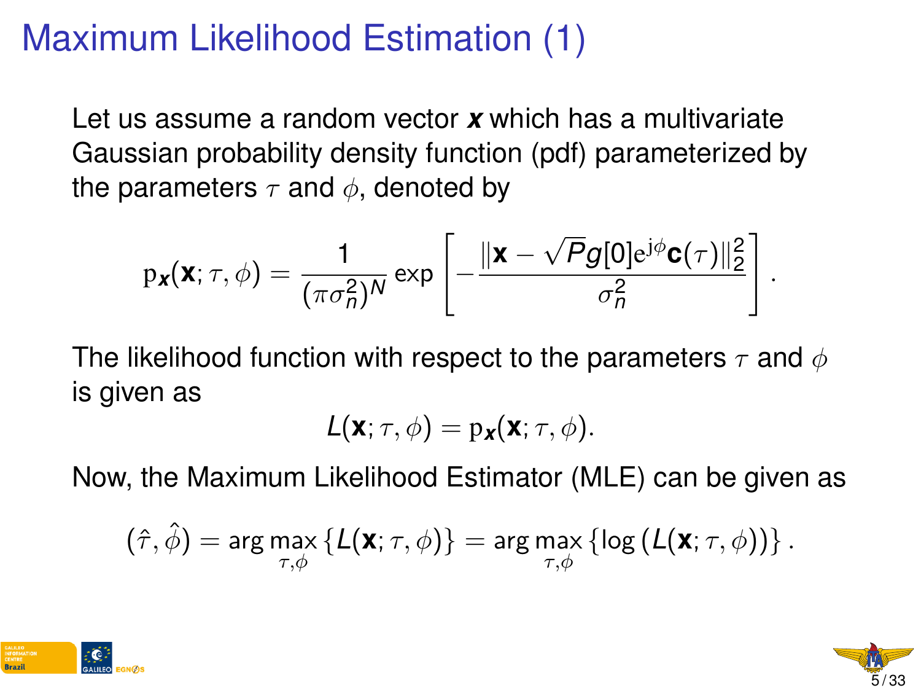# Maximum Likelihood Estimation (1)

Let us assume a random vector $\boldsymbol{x}$ which has a multivariate Gaussian probability density function (pdf) parameterized by the parameters $\tau$ and $\phi$, denoted by

$$\mathrm{p}_{\boldsymbol{x}}(\mathbf{x};\tau,\phi) = \frac{1}{(\pi\sigma_n^2)^N} \exp\left[-\frac{\|\mathbf{x} - \sqrt{P}g[0]\mathrm{e}^{\mathrm{j}\phi}\mathbf{c}(\tau)\|_2^2}{\sigma_n^2}\right].$$

The likelihood function with respect to the parameters $\tau$ and $\phi$ is given as

$$L(\mathbf{x};\tau,\phi) = \mathrm{p}_{\boldsymbol{x}}(\mathbf{x};\tau,\phi).$$

Now, the Maximum Likelihood Estimator (MLE) can be given as

$$(\hat{\tau},\hat{\phi}) = \arg\max_{\tau,\phi}\left\{L(\mathbf{x};\tau,\phi)\right\} = \arg\max_{\tau,\phi}\left\{\log\left(L(\mathbf{x};\tau,\phi)\right)\right\}.$$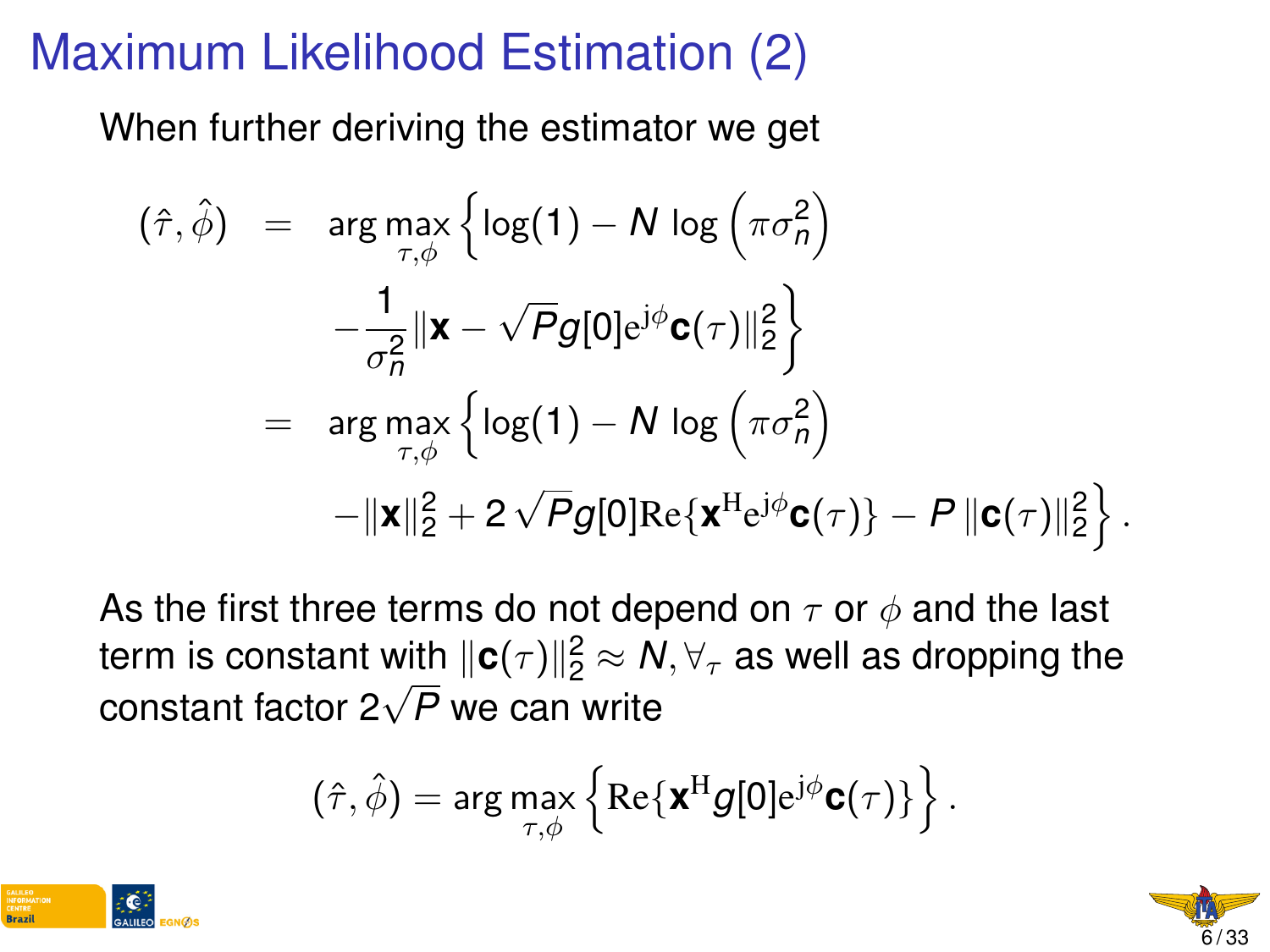# Maximum Likelihood Estimation (2)

When further deriving the estimator we get

$$
\begin{aligned}
(\hat{\tau}, \hat{\phi}) &= \arg\max_{\tau,\phi} \Big\{ \log(1) - N \log\left(\pi \sigma_n^2\right) \\
&\quad - \frac{1}{\sigma_n^2} \|\mathbf{x} - \sqrt{P} g[0] \mathrm{e}^{\mathrm{j}\phi} \mathbf{c}(\tau)\|_2^2 \Big\} \\
&= \arg\max_{\tau,\phi} \Big\{ \log(1) - N \log\left(\pi \sigma_n^2\right) \\
&\quad - \|\mathbf{x}\|_2^2 + 2\sqrt{P} g[0] \mathrm{Re}\{\mathbf{x}^{\mathrm{H}} \mathrm{e}^{\mathrm{j}\phi} \mathbf{c}(\tau)\} - P \|\mathbf{c}(\tau)\|_2^2 \Big\} .
\end{aligned}
$$

As the first three terms do not depend on $\tau$ or $\phi$ and the last term is constant with $\|\mathbf{c}(\tau)\|_2^2 \approx N, \forall_\tau$ as well as dropping the constant factor $2\sqrt{P}$ we can write

$$
(\hat{\tau}, \hat{\phi}) = \arg\max_{\tau,\phi} \left\{ \mathrm{Re}\{\mathbf{x}^{\mathrm{H}} g[0] \mathrm{e}^{\mathrm{j}\phi} \mathbf{c}(\tau)\} \right\} .
$$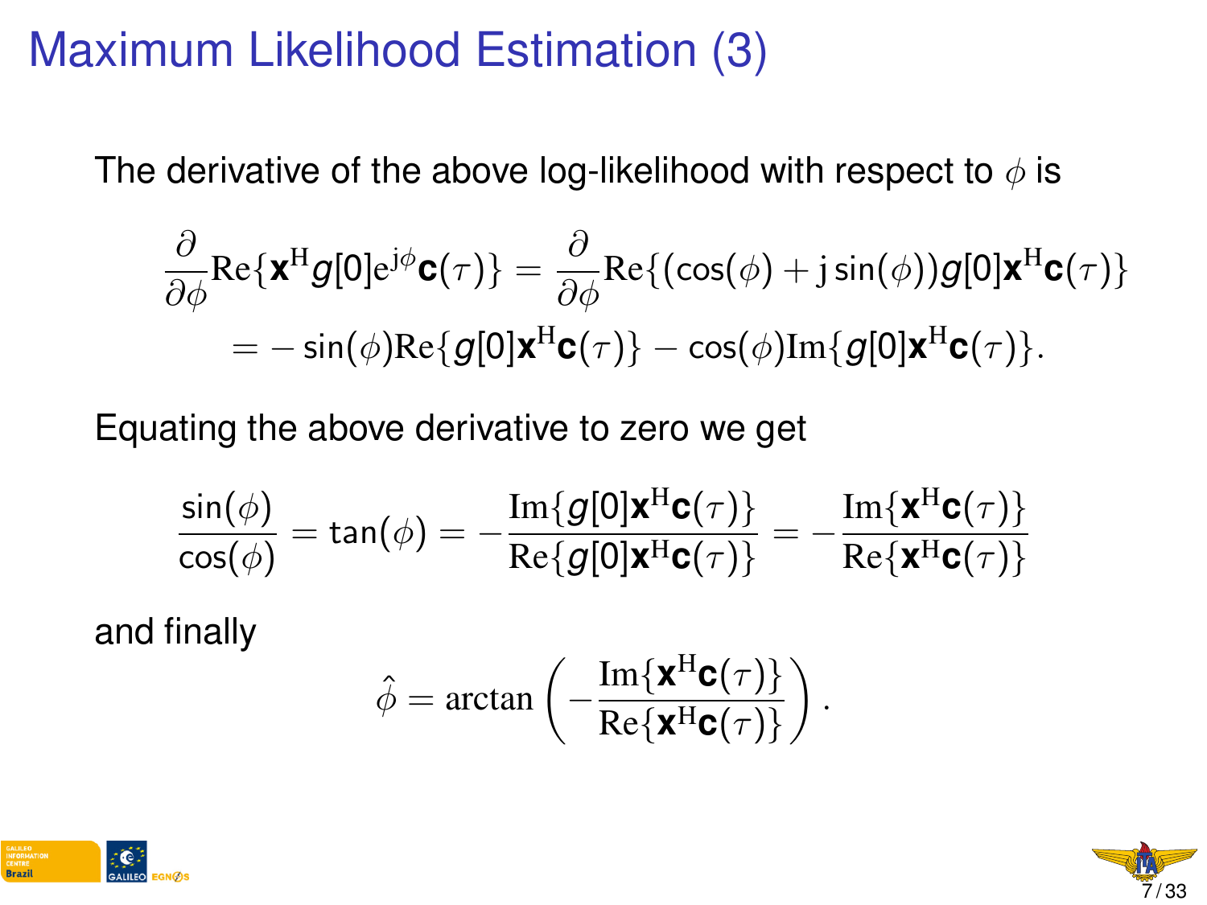# Maximum Likelihood Estimation (3)

The derivative of the above log-likelihood with respect to $\phi$ is

$$
\begin{aligned}
\frac{\partial}{\partial \phi} \mathrm{Re}\{\mathbf{x}^{\mathrm{H}} g[0] \mathrm{e}^{\mathrm{j}\phi} \mathbf{c}(\tau)\} &= \frac{\partial}{\partial \phi} \mathrm{Re}\{(\cos(\phi) + \mathrm{j}\sin(\phi)) g[0] \mathbf{x}^{\mathrm{H}} \mathbf{c}(\tau)\} \\
&= -\sin(\phi) \mathrm{Re}\{g[0] \mathbf{x}^{\mathrm{H}} \mathbf{c}(\tau)\} - \cos(\phi) \mathrm{Im}\{g[0] \mathbf{x}^{\mathrm{H}} \mathbf{c}(\tau)\}.
\end{aligned}
$$

Equating the above derivative to zero we get

$$
\frac{\sin(\phi)}{\cos(\phi)} = \tan(\phi) = -\frac{\mathrm{Im}\{g[0] \mathbf{x}^{\mathrm{H}} \mathbf{c}(\tau)\}}{\mathrm{Re}\{g[0] \mathbf{x}^{\mathrm{H}} \mathbf{c}(\tau)\}} = -\frac{\mathrm{Im}\{\mathbf{x}^{\mathrm{H}} \mathbf{c}(\tau)\}}{\mathrm{Re}\{\mathbf{x}^{\mathrm{H}} \mathbf{c}(\tau)\}}
$$

and finally

$$
\hat{\phi} = \arctan\left(-\frac{\mathrm{Im}\{\mathbf{x}^{\mathrm{H}} \mathbf{c}(\tau)\}}{\mathrm{Re}\{\mathbf{x}^{\mathrm{H}} \mathbf{c}(\tau)\}}\right).
$$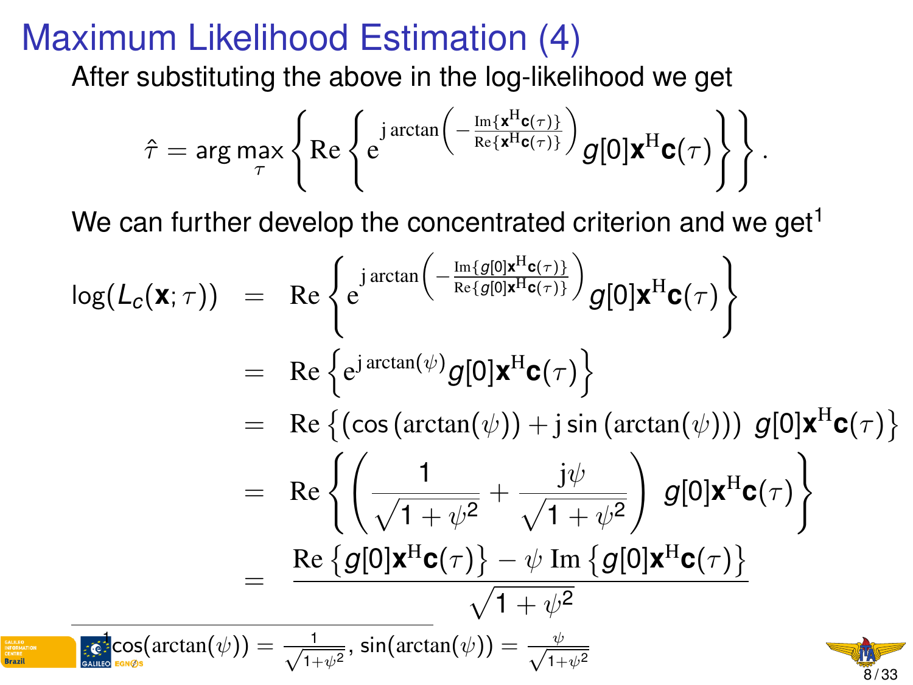# Maximum Likelihood Estimation (4)

After substituting the above in the log-likelihood we get

$$\hat{\tau} = \arg\max_{\tau} \left\{ \mathrm{Re}\left\{ \mathrm{e}^{\mathrm{j}\arctan\left(-\frac{\mathrm{Im}\{\mathbf{x}^{\mathrm{H}}\mathbf{c}(\tau)\}}{\mathrm{Re}\{\mathbf{x}^{\mathrm{H}}\mathbf{c}(\tau)\}}\right)} g[0]\mathbf{x}^{\mathrm{H}}\mathbf{c}(\tau) \right\} \right\}.$$

We can further develop the concentrated criterion and we get[1]

$$\begin{aligned}
\log(L_c(\mathbf{x};\tau)) &= \mathrm{Re}\left\{ \mathrm{e}^{\mathrm{j}\arctan\left(-\frac{\mathrm{Im}\{g[0]\mathbf{x}^{\mathrm{H}}\mathbf{c}(\tau)\}}{\mathrm{Re}\{g[0]\mathbf{x}^{\mathrm{H}}\mathbf{c}(\tau)\}}\right)} g[0]\mathbf{x}^{\mathrm{H}}\mathbf{c}(\tau) \right\} \\
&= \mathrm{Re}\left\{ \mathrm{e}^{\mathrm{j}\arctan(\psi)} g[0]\mathbf{x}^{\mathrm{H}}\mathbf{c}(\tau) \right\} \\
&= \mathrm{Re}\left\{ \left(\cos\left(\arctan(\psi)\right) + \mathrm{j}\sin\left(\arctan(\psi)\right)\right) g[0]\mathbf{x}^{\mathrm{H}}\mathbf{c}(\tau) \right\} \\
&= \mathrm{Re}\left\{ \left( \frac{1}{\sqrt{1+\psi^2}} + \frac{\mathrm{j}\psi}{\sqrt{1+\psi^2}} \right) g[0]\mathbf{x}^{\mathrm{H}}\mathbf{c}(\tau) \right\} \\
&= \frac{\mathrm{Re}\left\{g[0]\mathbf{x}^{\mathrm{H}}\mathbf{c}(\tau)\right\} - \psi\, \mathrm{Im}\left\{g[0]\mathbf{x}^{\mathrm{H}}\mathbf{c}(\tau)\right\}}{\sqrt{1+\psi^2}}
\end{aligned}$$

[1] $\cos(\arctan(\psi)) = \frac{1}{\sqrt{1+\psi^2}}$, $\sin(\arctan(\psi)) = \frac{\psi}{\sqrt{1+\psi^2}}$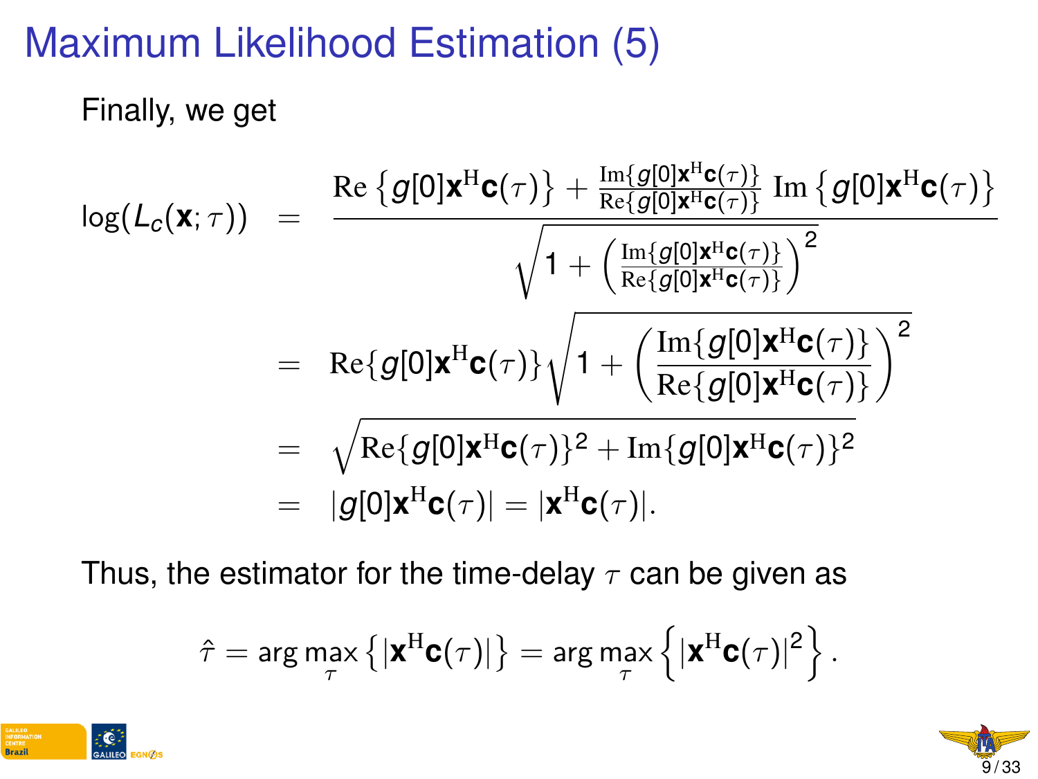# Maximum Likelihood Estimation (5)

Finally, we get

$$
\begin{aligned}
\log(L_c(\mathbf{x};\tau)) &= \frac{\mathrm{Re}\left\{g[0]\mathbf{x}^{\mathrm{H}}\mathbf{c}(\tau)\right\} + \frac{\mathrm{Im}\{g[0]\mathbf{x}^{\mathrm{H}}\mathbf{c}(\tau)\}}{\mathrm{Re}\{g[0]\mathbf{x}^{\mathrm{H}}\mathbf{c}(\tau)\}}\,\mathrm{Im}\left\{g[0]\mathbf{x}^{\mathrm{H}}\mathbf{c}(\tau)\right\}}{\sqrt{1+\left(\frac{\mathrm{Im}\{g[0]\mathbf{x}^{\mathrm{H}}\mathbf{c}(\tau)\}}{\mathrm{Re}\{g[0]\mathbf{x}^{\mathrm{H}}\mathbf{c}(\tau)\}}\right)^2}} \\
&= \mathrm{Re}\{g[0]\mathbf{x}^{\mathrm{H}}\mathbf{c}(\tau)\}\sqrt{1+\left(\frac{\mathrm{Im}\{g[0]\mathbf{x}^{\mathrm{H}}\mathbf{c}(\tau)\}}{\mathrm{Re}\{g[0]\mathbf{x}^{\mathrm{H}}\mathbf{c}(\tau)\}}\right)^2} \\
&= \sqrt{\mathrm{Re}\{g[0]\mathbf{x}^{\mathrm{H}}\mathbf{c}(\tau)\}^2+\mathrm{Im}\{g[0]\mathbf{x}^{\mathrm{H}}\mathbf{c}(\tau)\}^2} \\
&= |g[0]\mathbf{x}^{\mathrm{H}}\mathbf{c}(\tau)| = |\mathbf{x}^{\mathrm{H}}\mathbf{c}(\tau)|.
\end{aligned}
$$

Thus, the estimator for the time-delay $\tau$ can be given as

$$
\hat{\tau} = \arg\max_{\tau}\left\{|\mathbf{x}^{\mathrm{H}}\mathbf{c}(\tau)|\right\} = \arg\max_{\tau}\left\{|\mathbf{x}^{\mathrm{H}}\mathbf{c}(\tau)|^2\right\}.
$$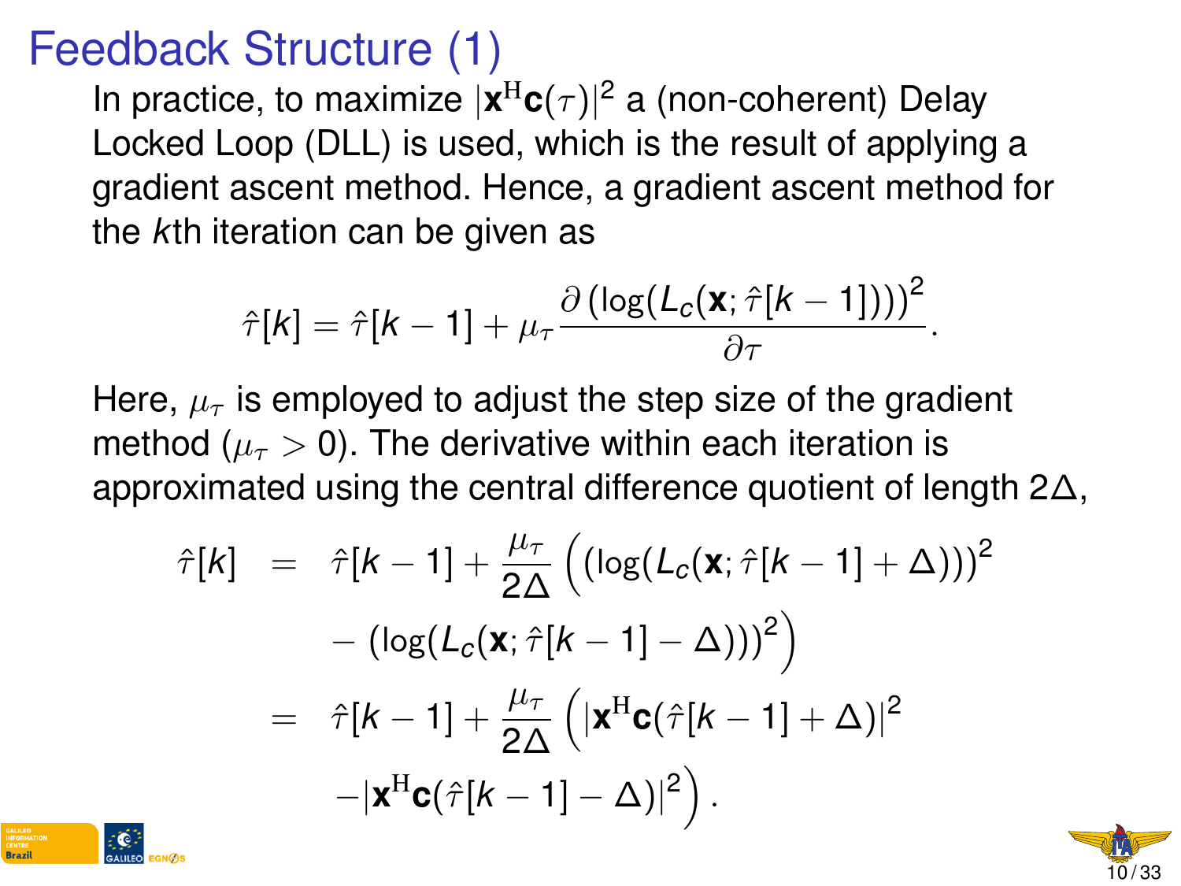# Feedback Structure (1)

In practice, to maximize $|\mathbf{x}^{\mathrm{H}}\mathbf{c}(\tau)|^2$ a (non-coherent) Delay Locked Loop (DLL) is used, which is the result of applying a gradient ascent method. Hence, a gradient ascent method for the $k$th iteration can be given as

$$\hat{\tau}[k] = \hat{\tau}[k-1] + \mu_\tau \frac{\partial \left(\log(L_c(\mathbf{x}; \hat{\tau}[k-1]))\right)^2}{\partial \tau}.$$

Here, $\mu_\tau$ is employed to adjust the step size of the gradient method ($\mu_\tau > 0$). The derivative within each iteration is approximated using the central difference quotient of length $2\Delta$,

$$\begin{aligned}
\hat{\tau}[k] &= \hat{\tau}[k-1] + \frac{\mu_\tau}{2\Delta}\Big(\left(\log(L_c(\mathbf{x}; \hat{\tau}[k-1] + \Delta))\right)^2 \\
&\quad - \left(\log(L_c(\mathbf{x}; \hat{\tau}[k-1] - \Delta))\right)^2\Big) \\
&= \hat{\tau}[k-1] + \frac{\mu_\tau}{2\Delta}\Big(|\mathbf{x}^{\mathrm{H}}\mathbf{c}(\hat{\tau}[k-1] + \Delta)|^2 \\
&\quad - |\mathbf{x}^{\mathrm{H}}\mathbf{c}(\hat{\tau}[k-1] - \Delta)|^2\Big).
\end{aligned}$$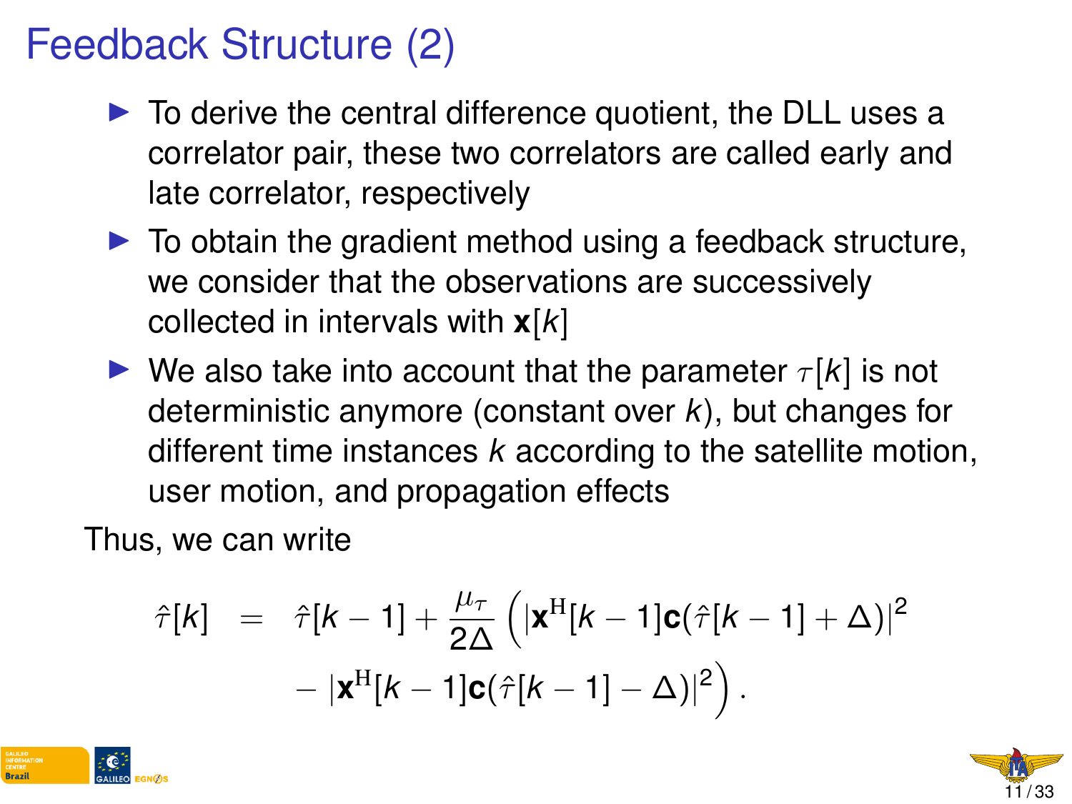# Feedback Structure (2)

- To derive the central difference quotient, the DLL uses a correlator pair, these two correlators are called early and late correlator, respectively
- To obtain the gradient method using a feedback structure, we consider that the observations are successively collected in intervals with $\mathbf{x}[k]$
- We also take into account that the parameter $\tau[k]$ is not deterministic anymore (constant over $k$), but changes for different time instances $k$ according to the satellite motion, user motion, and propagation effects

Thus, we can write

$$
\begin{aligned}
\hat{\tau}[k] &= \hat{\tau}[k-1] + \frac{\mu_\tau}{2\Delta}\Big(\left|\mathbf{x}^{\mathrm{H}}[k-1]\mathbf{c}(\hat{\tau}[k-1]+\Delta)\right|^2 \\
&\quad - \left|\mathbf{x}^{\mathrm{H}}[k-1]\mathbf{c}(\hat{\tau}[k-1]-\Delta)\right|^2\Big).
\end{aligned}
$$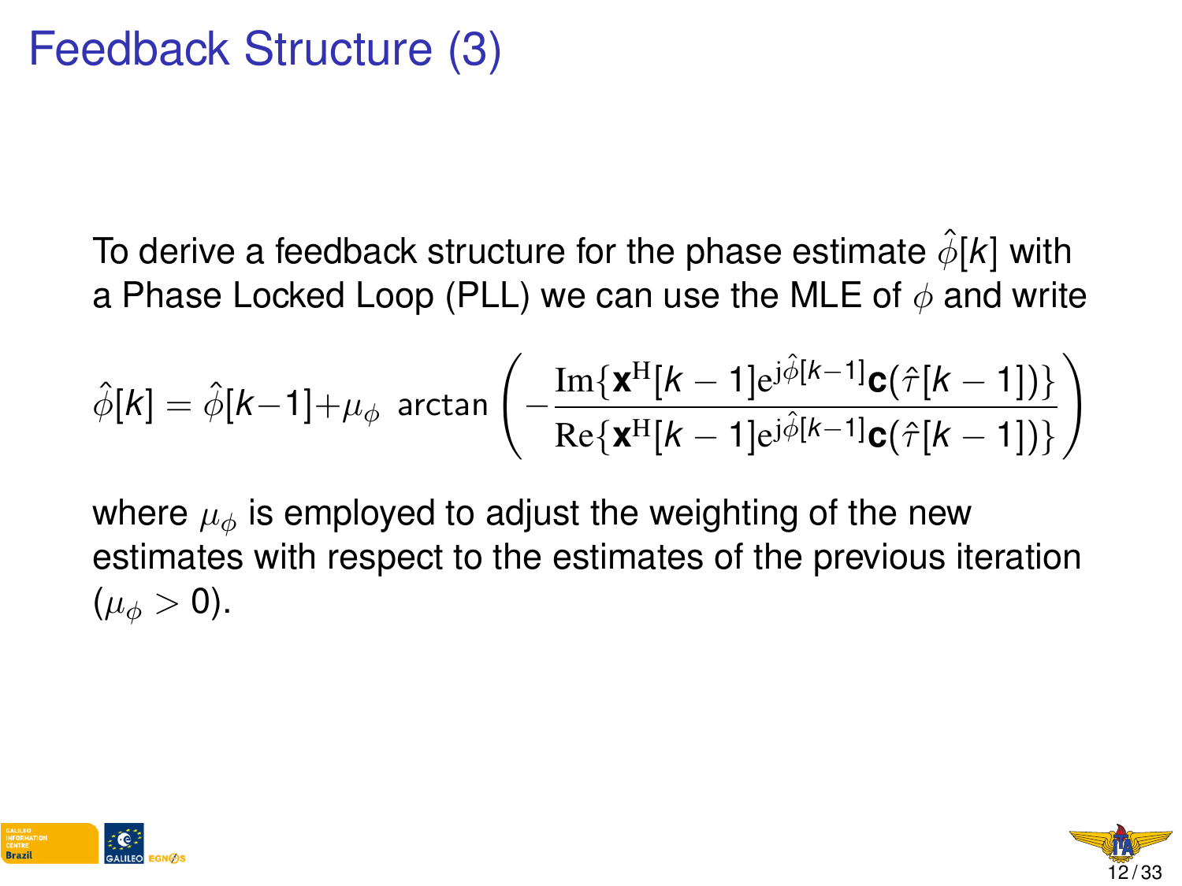# Feedback Structure (3)

To derive a feedback structure for the phase estimate $\hat{\phi}[k]$ with a Phase Locked Loop (PLL) we can use the MLE of $\phi$ and write

$$\hat{\phi}[k] = \hat{\phi}[k-1] + \mu_\phi \; \arctan\left( - \frac{\mathrm{Im}\{\mathbf{x}^{\mathrm{H}}[k-1]\mathrm{e}^{\mathrm{j}\hat{\phi}[k-1]}\mathbf{c}(\hat{\tau}[k-1])\}}{\mathrm{Re}\{\mathbf{x}^{\mathrm{H}}[k-1]\mathrm{e}^{\mathrm{j}\hat{\phi}[k-1]}\mathbf{c}(\hat{\tau}[k-1])\}} \right)$$

where $\mu_\phi$ is employed to adjust the weighting of the new estimates with respect to the estimates of the previous iteration ($\mu_\phi > 0$).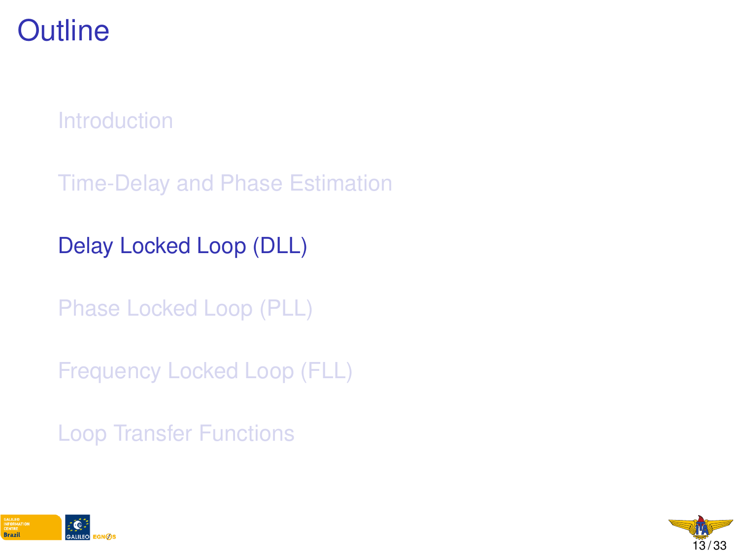# Outline

- Introduction
- Time-Delay and Phase Estimation
- Delay Locked Loop (DLL)
- Phase Locked Loop (PLL)
- Frequency Locked Loop (FLL)
- Loop Transfer Functions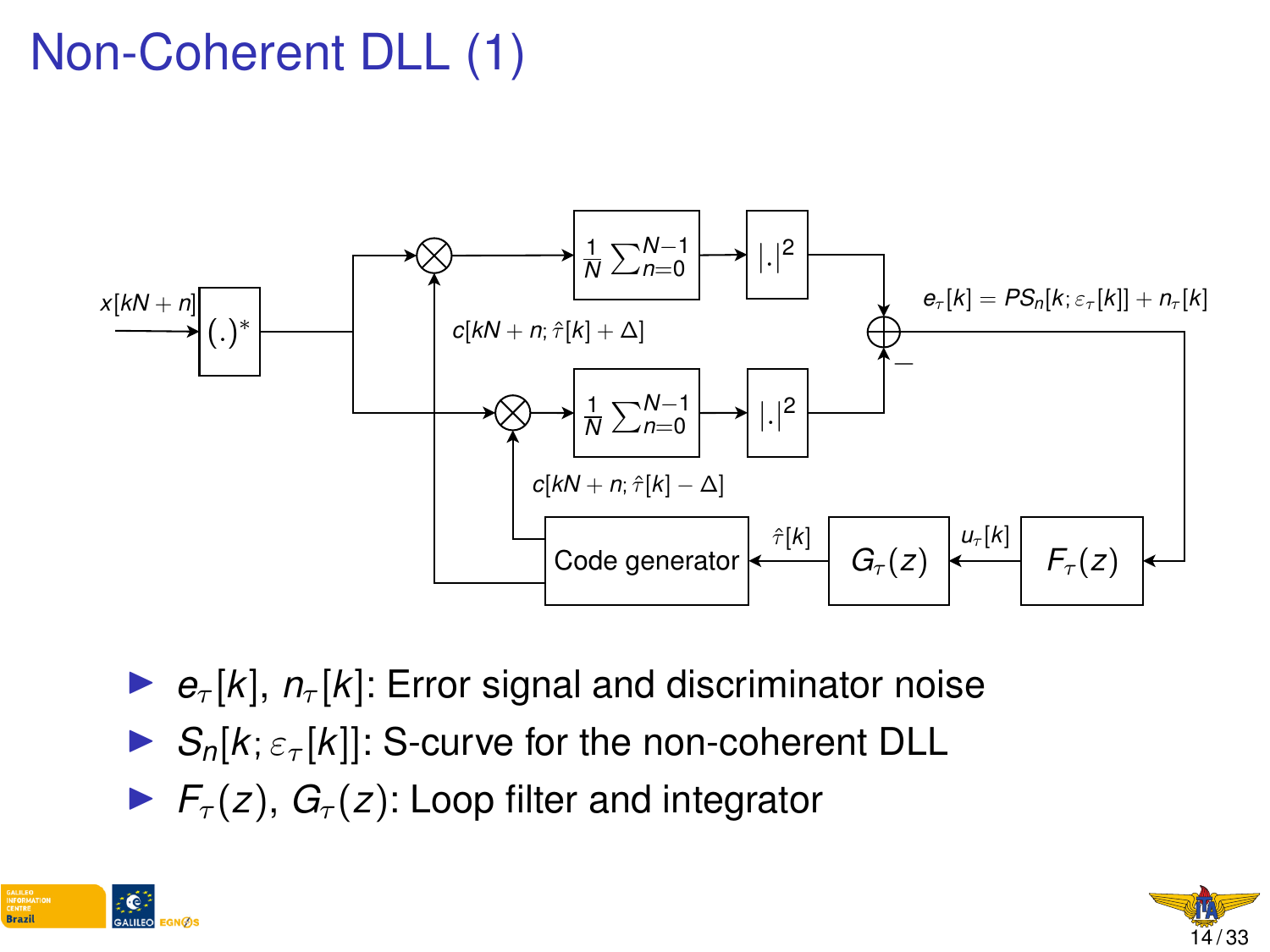# Non-Coherent DLL (1)

- $e_\tau[k]$, $n_\tau[k]$: Error signal and discriminator noise
- $S_n[k;\varepsilon_\tau[k]]$: S-curve for the non-coherent DLL
- $F_\tau(z)$, $G_\tau(z)$: Loop filter and integrator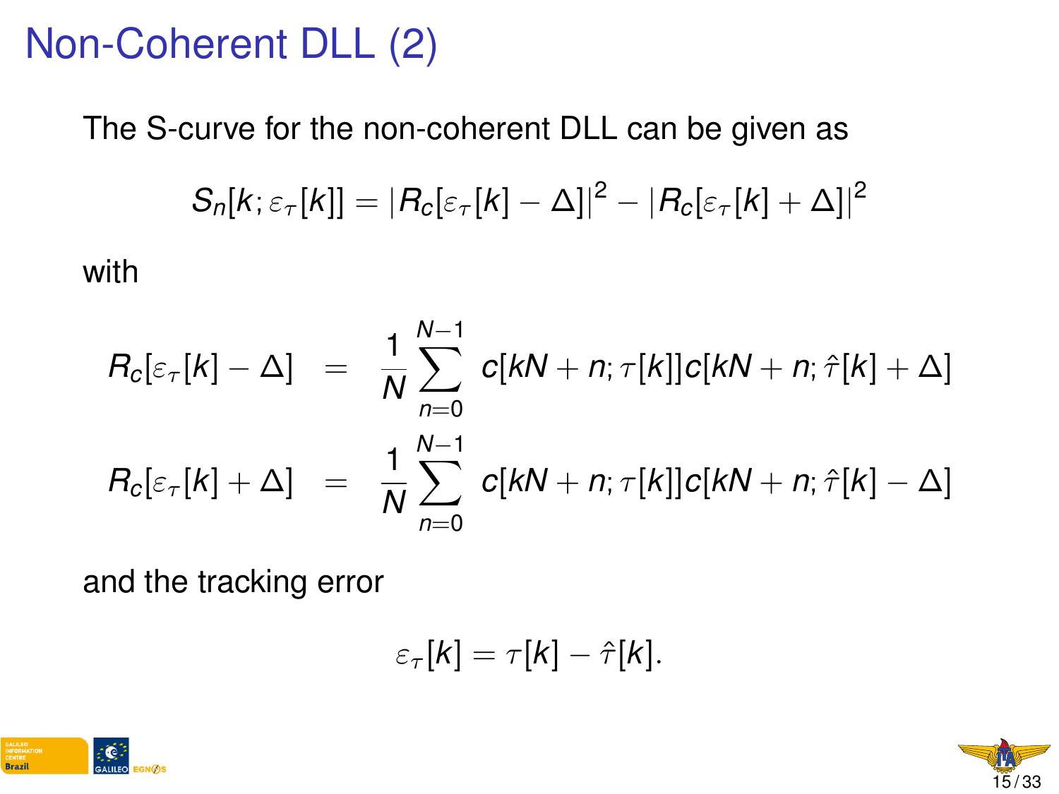# Non-Coherent DLL (2)

The S-curve for the non-coherent DLL can be given as

$$S_n[k; \varepsilon_\tau[k]] = |R_c[\varepsilon_\tau[k] - \Delta]|^2 - |R_c[\varepsilon_\tau[k] + \Delta]|^2$$

with

$$\begin{aligned}
R_c[\varepsilon_\tau[k] - \Delta] &= \frac{1}{N} \sum_{n=0}^{N-1} c[kN + n; \tau[k]] c[kN + n; \hat{\tau}[k] + \Delta] \\
R_c[\varepsilon_\tau[k] + \Delta] &= \frac{1}{N} \sum_{n=0}^{N-1} c[kN + n; \tau[k]] c[kN + n; \hat{\tau}[k] - \Delta]
\end{aligned}$$

and the tracking error

$$\varepsilon_\tau[k] = \tau[k] - \hat{\tau}[k].$$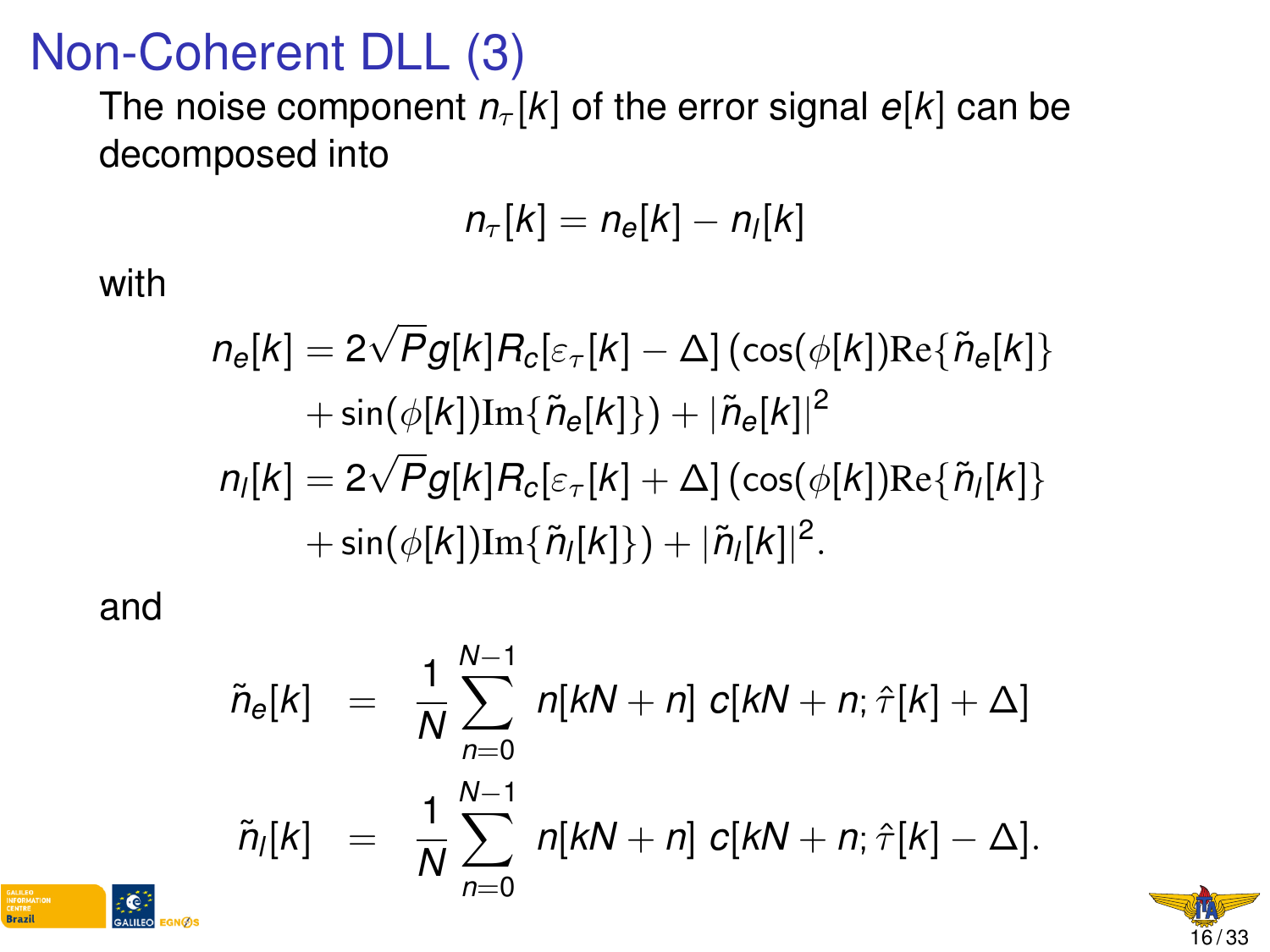# Non-Coherent DLL (3)

The noise component $n_\tau[k]$ of the error signal $e[k]$ can be decomposed into

$$n_\tau[k] = n_e[k] - n_l[k]$$

with

$$\begin{aligned}
n_e[k] = {} & 2\sqrt{P} g[k] R_c[\varepsilon_\tau[k] - \Delta] \left(\cos(\phi[k]) \mathrm{Re}\{\tilde{n}_e[k]\} \right. \\
& \left. + \sin(\phi[k]) \mathrm{Im}\{\tilde{n}_e[k]\}\right) + |\tilde{n}_e[k]|^2 \\
n_l[k] = {} & 2\sqrt{P} g[k] R_c[\varepsilon_\tau[k] + \Delta] \left(\cos(\phi[k]) \mathrm{Re}\{\tilde{n}_l[k]\} \right. \\
& \left. + \sin(\phi[k]) \mathrm{Im}\{\tilde{n}_l[k]\}\right) + |\tilde{n}_l[k]|^2.
\end{aligned}$$

and

$$\begin{aligned}
\tilde{n}_e[k] &= \frac{1}{N} \sum_{n=0}^{N-1} n[kN+n]\, c[kN+n; \hat{\tau}[k] + \Delta] \\
\tilde{n}_l[k] &= \frac{1}{N} \sum_{n=0}^{N-1} n[kN+n]\, c[kN+n; \hat{\tau}[k] - \Delta].
\end{aligned}$$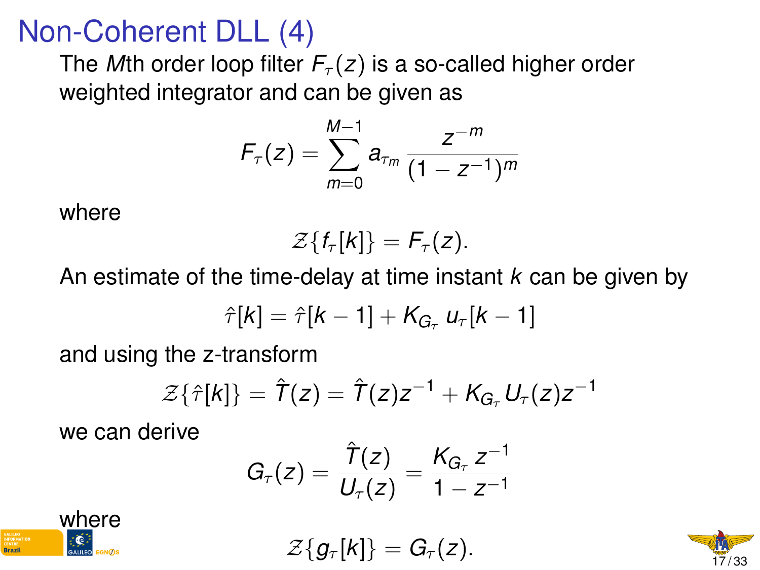# Non-Coherent DLL (4)

The $M$th order loop filter $F_\tau(z)$ is a so-called higher order weighted integrator and can be given as

$$F_\tau(z) = \sum_{m=0}^{M-1} a_{\tau_m} \frac{z^{-m}}{(1 - z^{-1})^m}$$

where

$$\mathcal{Z}\{f_\tau[k]\} = F_\tau(z).$$

An estimate of the time-delay at time instant $k$ can be given by

$$\hat{\tau}[k] = \hat{\tau}[k-1] + K_{G_\tau} \, u_\tau[k-1]$$

and using the z-transform

$$\mathcal{Z}\{\hat{\tau}[k]\} = \hat{T}(z) = \hat{T}(z)z^{-1} + K_{G_\tau} U_\tau(z)z^{-1}$$

we can derive

$$G_\tau(z) = \frac{\hat{T}(z)}{U_\tau(z)} = \frac{K_{G_\tau} \, z^{-1}}{1 - z^{-1}}$$

where

$$\mathcal{Z}\{g_\tau[k]\} = G_\tau(z).$$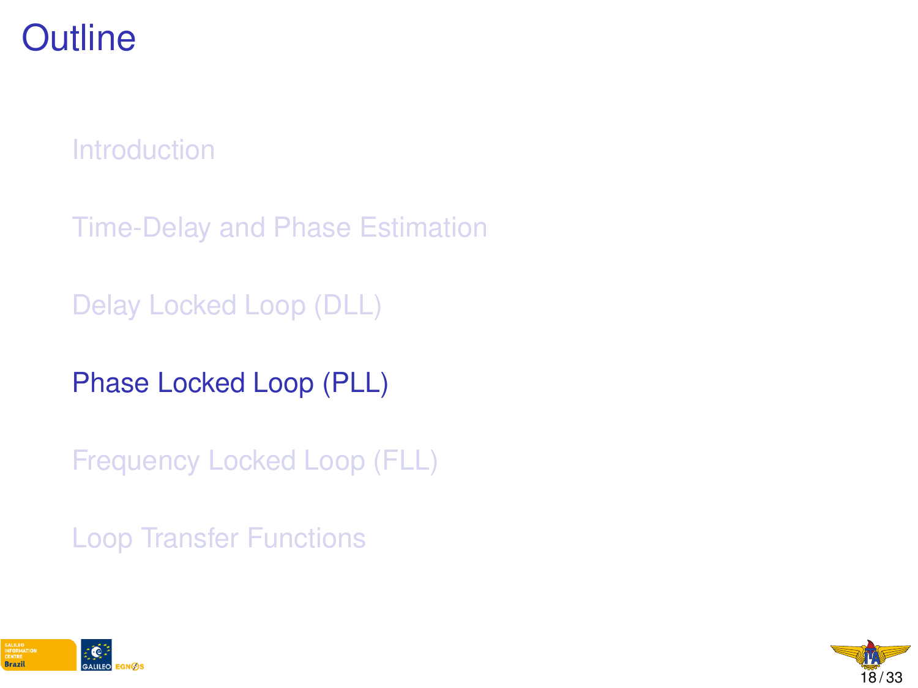# Outline

- Introduction
- Time-Delay and Phase Estimation
- Delay Locked Loop (DLL)
- **Phase Locked Loop (PLL)**
- Frequency Locked Loop (FLL)
- Loop Transfer Functions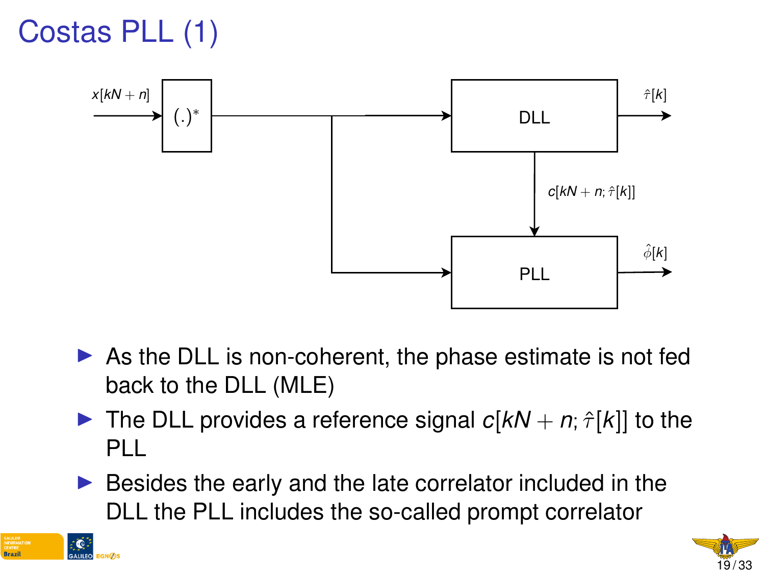# Costas PLL (1)

- As the DLL is non-coherent, the phase estimate is not fed back to the DLL (MLE)
- The DLL provides a reference signal $c[kN+n;\hat{\tau}[k]]$ to the PLL
- Besides the early and the late correlator included in the DLL the PLL includes the so-called prompt correlator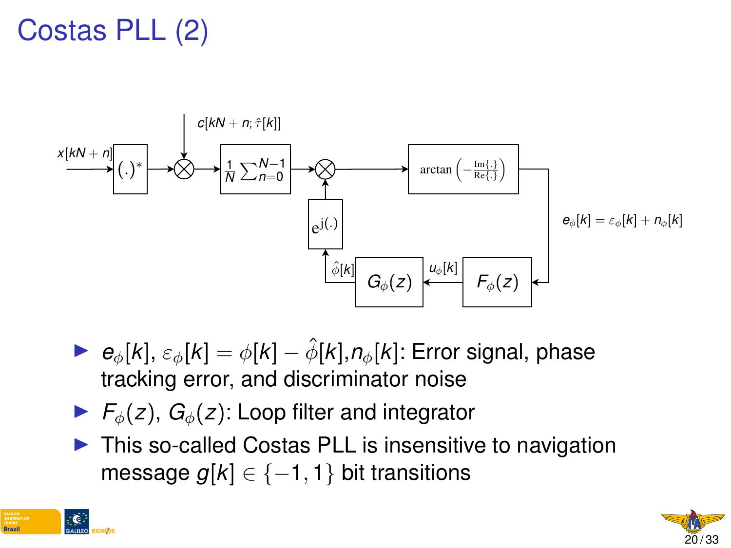# Costas PLL (2)

$x[kN+n]$ → $(.)^*$ → ⊗ ($c[kN+n;\hat{\tau}[k]]$) → $\frac{1}{N}\sum_{n=0}^{N-1}$ → ⊗ → $\arctan\left(-\frac{\mathrm{Im}\{.\}}{\mathrm{Re}\{.\}}\right)$ → $e_\phi[k] = \varepsilon_\phi[k] + n_\phi[k]$ → $F_\phi(z)$ → $u_\phi[k]$ → $G_\phi(z)$ → $\hat{\phi}[k]$ → $\mathrm{e}^{\mathrm{j}(.)}$ → ⊗

- $e_\phi[k]$, $\varepsilon_\phi[k] = \phi[k] - \hat{\phi}[k]$, $n_\phi[k]$: Error signal, phase tracking error, and discriminator noise
- $F_\phi(z)$, $G_\phi(z)$: Loop filter and integrator
- This so-called Costas PLL is insensitive to navigation message $g[k] \in \{-1, 1\}$ bit transitions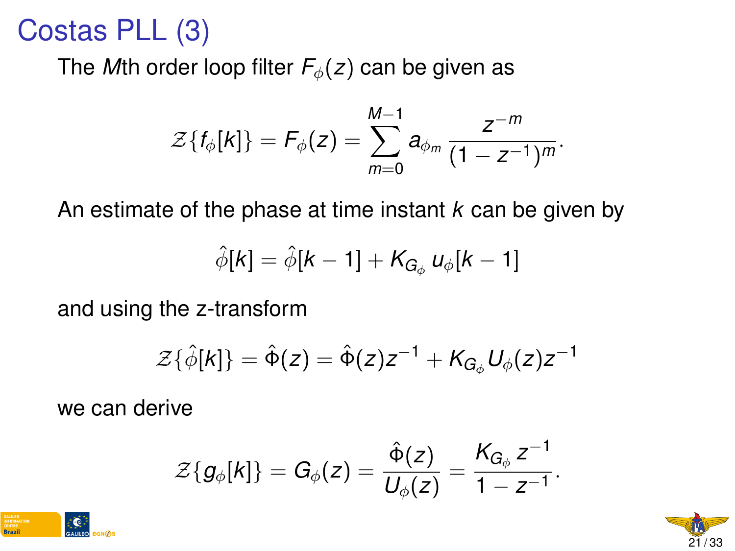# Costas PLL (3)

The $M$th order loop filter $F_\phi(z)$ can be given as

$$\mathcal{Z}\{f_\phi[k]\} = F_\phi(z) = \sum_{m=0}^{M-1} a_{\phi_m} \frac{z^{-m}}{(1 - z^{-1})^m}.$$

An estimate of the phase at time instant $k$ can be given by

$$\hat{\phi}[k] = \hat{\phi}[k-1] + K_{G_\phi}\, u_\phi[k-1]$$

and using the z-transform

$$\mathcal{Z}\{\hat{\phi}[k]\} = \hat{\Phi}(z) = \hat{\Phi}(z) z^{-1} + K_{G_\phi} U_\phi(z) z^{-1}$$

we can derive

$$\mathcal{Z}\{g_\phi[k]\} = G_\phi(z) = \frac{\hat{\Phi}(z)}{U_\phi(z)} = \frac{K_{G_\phi}\, z^{-1}}{1 - z^{-1}}.$$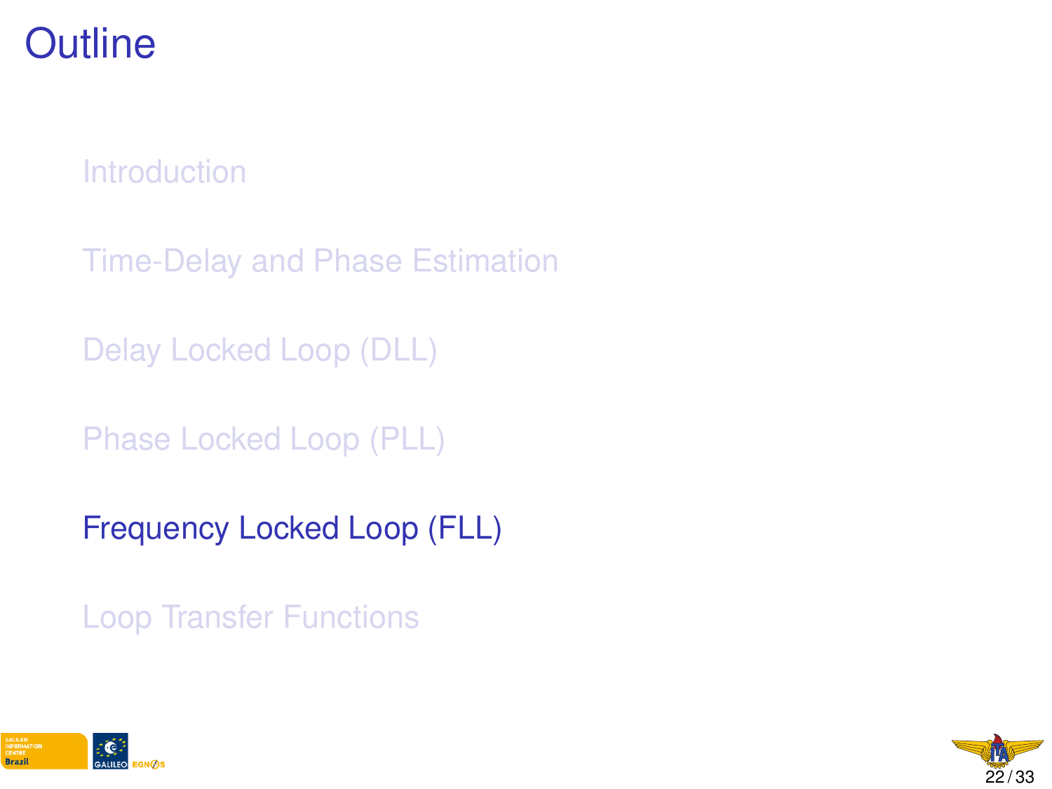# Outline

- Introduction
- Time-Delay and Phase Estimation
- Delay Locked Loop (DLL)
- Phase Locked Loop (PLL)
- **Frequency Locked Loop (FLL)**
- Loop Transfer Functions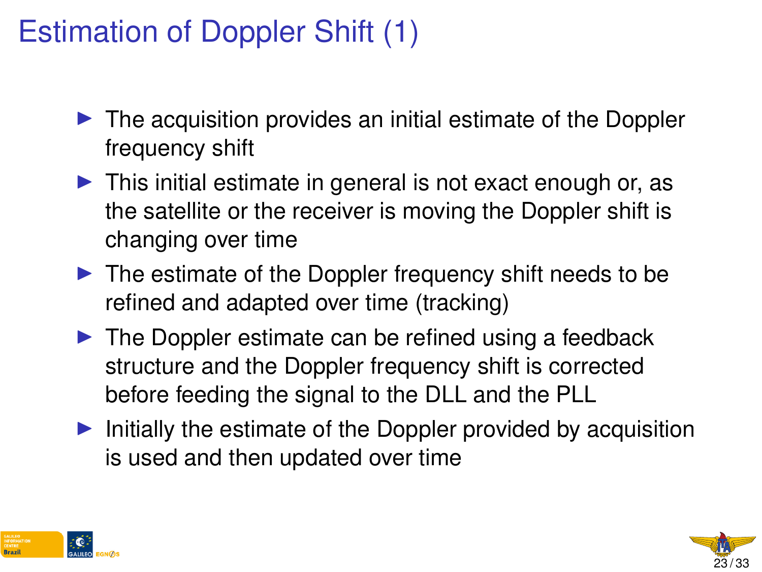# Estimation of Doppler Shift (1)

- The acquisition provides an initial estimate of the Doppler frequency shift
- This initial estimate in general is not exact enough or, as the satellite or the receiver is moving the Doppler shift is changing over time
- The estimate of the Doppler frequency shift needs to be refined and adapted over time (tracking)
- The Doppler estimate can be refined using a feedback structure and the Doppler frequency shift is corrected before feeding the signal to the DLL and the PLL
- Initially the estimate of the Doppler provided by acquisition is used and then updated over time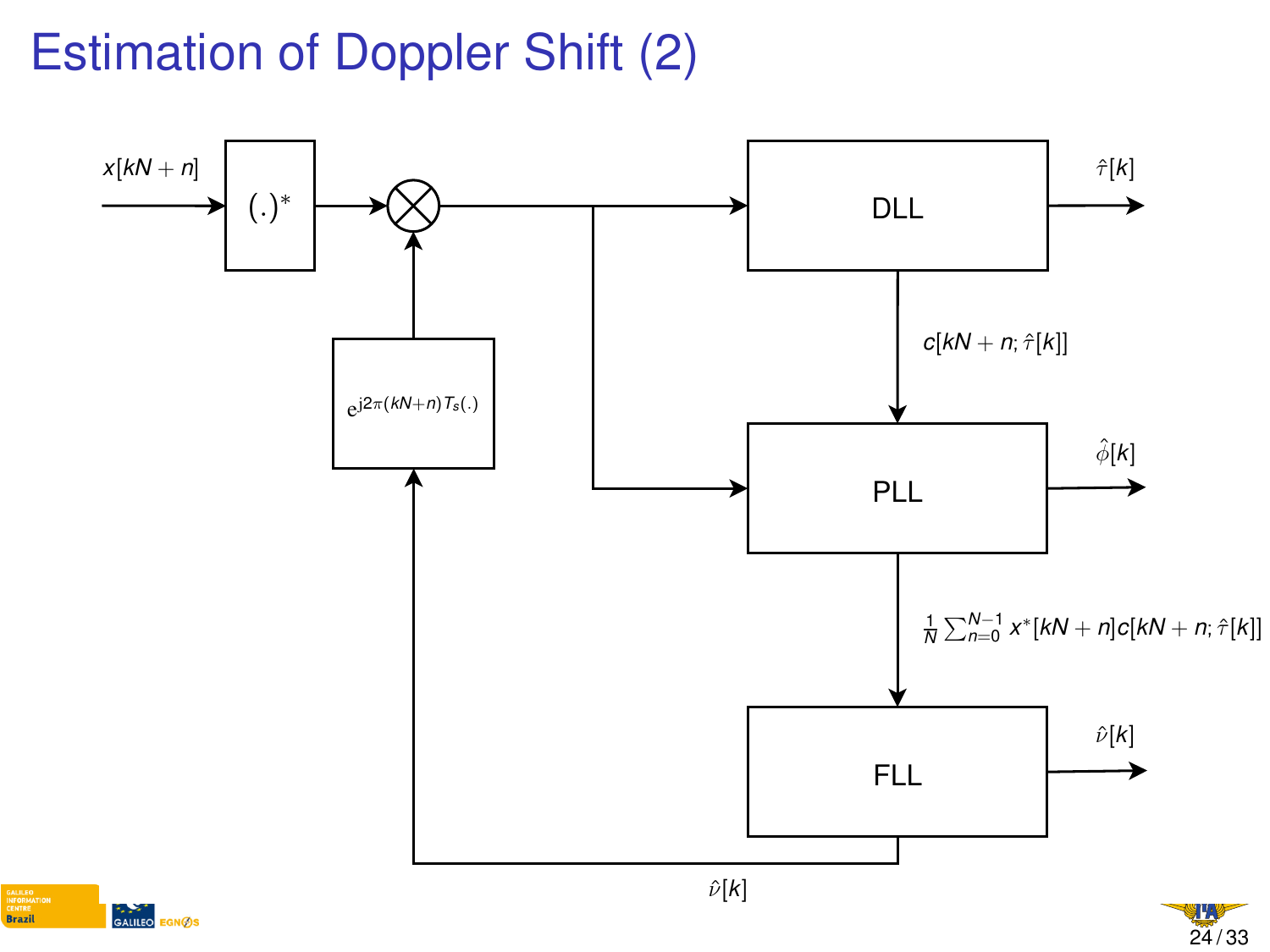# Estimation of Doppler Shift (2)

$x[kN+n]$

$(.)^*$

$e^{j2\pi(kN+n)T_s(.)}$

DLL

$\hat{\tau}[k]$

$c[kN+n;\hat{\tau}[k]]$

PLL

$\hat{\phi}[k]$

$\frac{1}{N}\sum_{n=0}^{N-1} x^*[kN+n]c[kN+n;\hat{\tau}[k]]$

FLL

$\hat{\nu}[k]$

$\hat{\nu}[k]$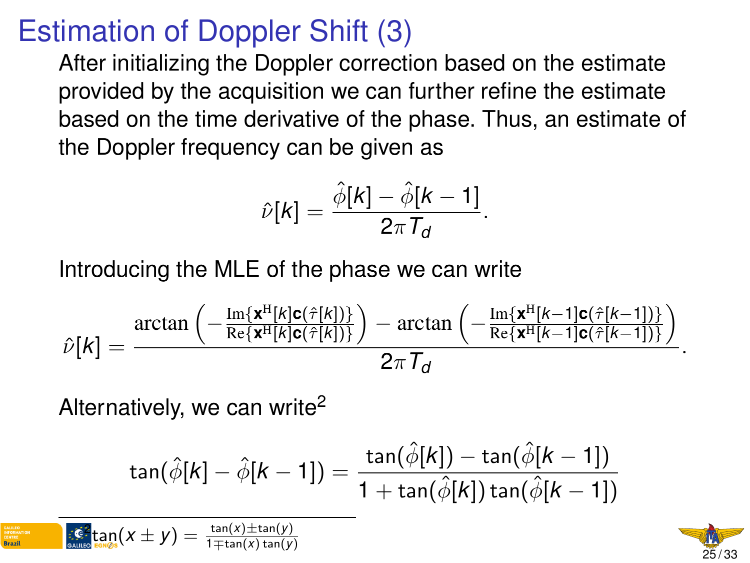# Estimation of Doppler Shift (3)

After initializing the Doppler correction based on the estimate provided by the acquisition we can further refine the estimate based on the time derivative of the phase. Thus, an estimate of the Doppler frequency can be given as

$$\hat{\nu}[k] = \frac{\hat{\phi}[k] - \hat{\phi}[k-1]}{2\pi T_d}.$$

Introducing the MLE of the phase we can write

$$\hat{\nu}[k] = \frac{\arctan\left(-\frac{\mathrm{Im}\{\mathbf{x}^{\mathrm{H}}[k]\mathbf{c}(\hat{\tau}[k])\}}{\mathrm{Re}\{\mathbf{x}^{\mathrm{H}}[k]\mathbf{c}(\hat{\tau}[k])\}}\right) - \arctan\left(-\frac{\mathrm{Im}\{\mathbf{x}^{\mathrm{H}}[k-1]\mathbf{c}(\hat{\tau}[k-1])\}}{\mathrm{Re}\{\mathbf{x}^{\mathrm{H}}[k-1]\mathbf{c}(\hat{\tau}[k-1])\}}\right)}{2\pi T_d}.$$

Alternatively, we can write[2]

$$\tan(\hat{\phi}[k] - \hat{\phi}[k-1]) = \frac{\tan(\hat{\phi}[k]) - \tan(\hat{\phi}[k-1])}{1 + \tan(\hat{\phi}[k])\tan(\hat{\phi}[k-1])}$$

[2] $\tan(x \pm y) = \frac{\tan(x) \pm \tan(y)}{1 \mp \tan(x)\tan(y)}$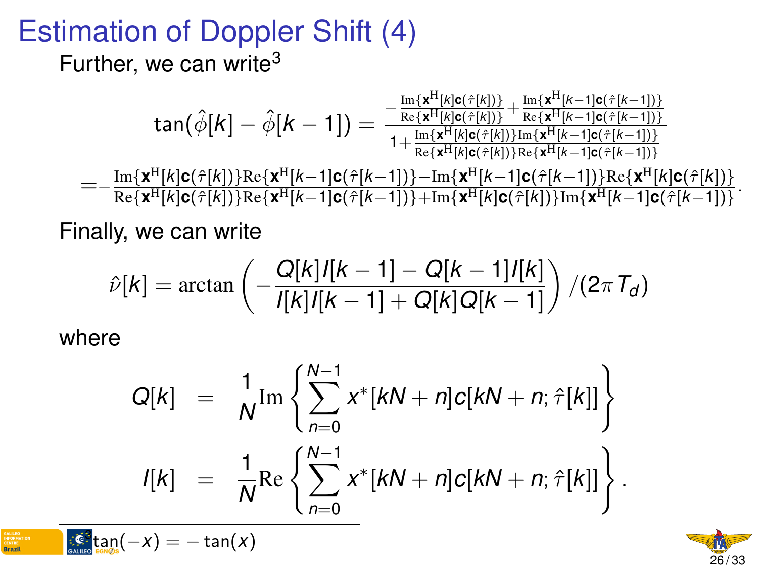# Estimation of Doppler Shift (4)

Further, we can write[3]

$$\tan(\hat{\phi}[k] - \hat{\phi}[k-1]) = \frac{-\frac{\mathrm{Im}\{\mathbf{x}^{\mathrm{H}}[k]\mathbf{c}(\hat{\tau}[k])\}}{\mathrm{Re}\{\mathbf{x}^{\mathrm{H}}[k]\mathbf{c}(\hat{\tau}[k])\}} + \frac{\mathrm{Im}\{\mathbf{x}^{\mathrm{H}}[k-1]\mathbf{c}(\hat{\tau}[k-1])\}}{\mathrm{Re}\{\mathbf{x}^{\mathrm{H}}[k-1]\mathbf{c}(\hat{\tau}[k-1])\}}}{1 + \frac{\mathrm{Im}\{\mathbf{x}^{\mathrm{H}}[k]\mathbf{c}(\hat{\tau}[k])\}\mathrm{Im}\{\mathbf{x}^{\mathrm{H}}[k-1]\mathbf{c}(\hat{\tau}[k-1])\}}{\mathrm{Re}\{\mathbf{x}^{\mathrm{H}}[k]\mathbf{c}(\hat{\tau}[k])\}\mathrm{Re}\{\mathbf{x}^{\mathrm{H}}[k-1]\mathbf{c}(\hat{\tau}[k-1])\}}}$$

$$= -\frac{\mathrm{Im}\{\mathbf{x}^{\mathrm{H}}[k]\mathbf{c}(\hat{\tau}[k])\}\mathrm{Re}\{\mathbf{x}^{\mathrm{H}}[k-1]\mathbf{c}(\hat{\tau}[k-1])\} - \mathrm{Im}\{\mathbf{x}^{\mathrm{H}}[k-1]\mathbf{c}(\hat{\tau}[k-1])\}\mathrm{Re}\{\mathbf{x}^{\mathrm{H}}[k]\mathbf{c}(\hat{\tau}[k])\}}{\mathrm{Re}\{\mathbf{x}^{\mathrm{H}}[k]\mathbf{c}(\hat{\tau}[k])\}\mathrm{Re}\{\mathbf{x}^{\mathrm{H}}[k-1]\mathbf{c}(\hat{\tau}[k-1])\} + \mathrm{Im}\{\mathbf{x}^{\mathrm{H}}[k]\mathbf{c}(\hat{\tau}[k])\}\mathrm{Im}\{\mathbf{x}^{\mathrm{H}}[k-1]\mathbf{c}(\hat{\tau}[k-1])\}}.$$

Finally, we can write

$$\hat{\nu}[k] = \arctan\left(-\frac{Q[k]I[k-1] - Q[k-1]I[k]}{I[k]I[k-1] + Q[k]Q[k-1]}\right) / (2\pi T_d)$$

where

$$Q[k] = \frac{1}{N}\mathrm{Im}\left\{\sum_{n=0}^{N-1} x^*[kN+n]c[kN+n;\hat{\tau}[k]]\right\}$$

$$I[k] = \frac{1}{N}\mathrm{Re}\left\{\sum_{n=0}^{N-1} x^*[kN+n]c[kN+n;\hat{\tau}[k]]\right\}.$$

---

[3] $\tan(-x) = -\tan(x)$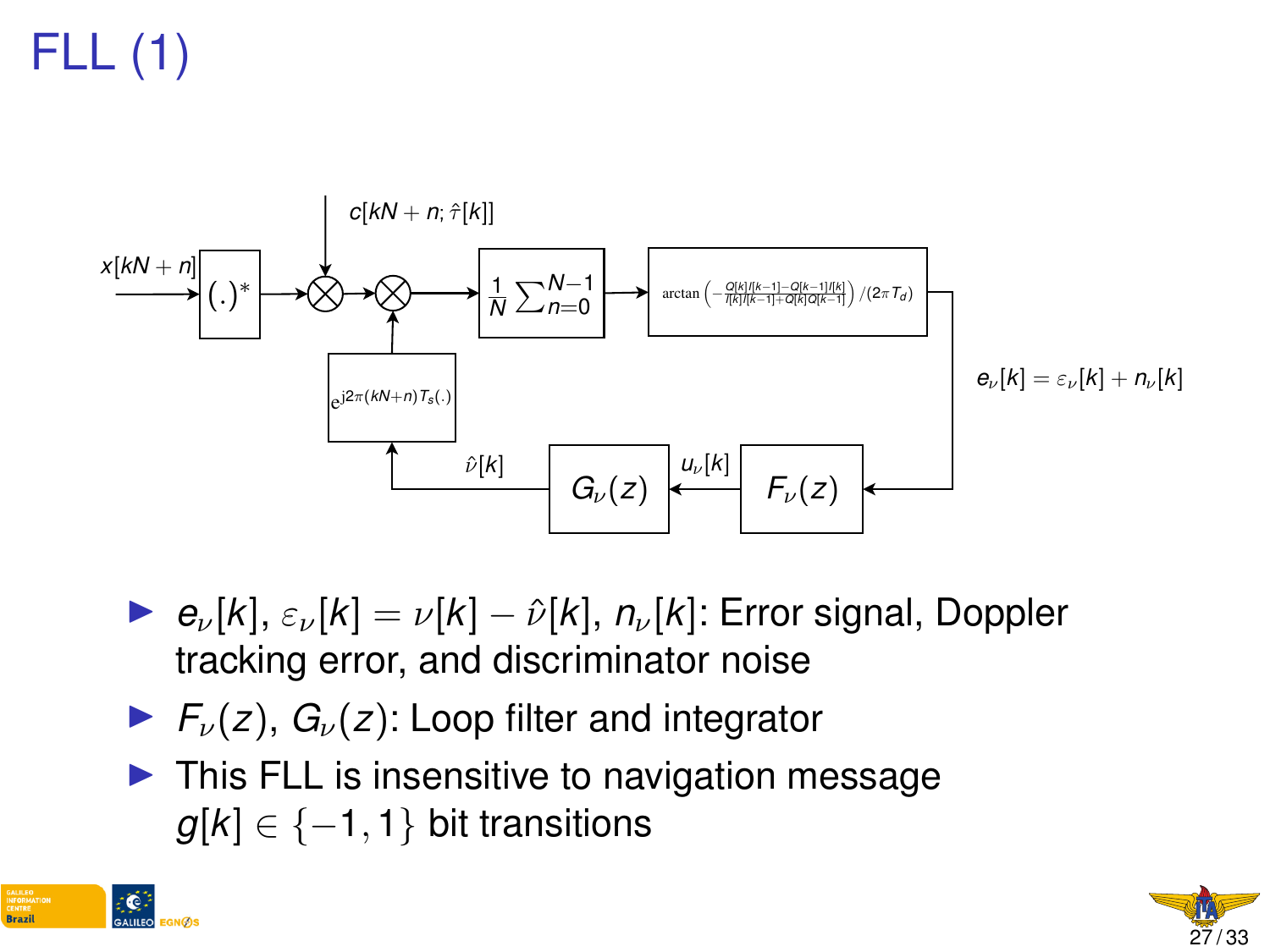# FLL (1)

$x[kN+n]$ → $(.)^*$ → ⊗ ← $c[kN+n;\hat{\tau}[k]]$ → ⊗ ← $e^{j2\pi(kN+n)T_s(.)}$ → $\frac{1}{N}\sum_{n=0}^{N-1}$ → $\arctan\left(-\frac{Q[k]I[k-1]-Q[k-1]I[k]}{I[k]I[k-1]+Q[k]Q[k-1]}\right)/(2\pi T_d)$

$e_\nu[k] = \varepsilon_\nu[k] + n_\nu[k]$ → $F_\nu(z)$ → $u_\nu[k]$ → $G_\nu(z)$ → $\hat{\nu}[k]$ → $e^{j2\pi(kN+n)T_s(.)}$

- $e_\nu[k]$, $\varepsilon_\nu[k] = \nu[k] - \hat{\nu}[k]$, $n_\nu[k]$: Error signal, Doppler tracking error, and discriminator noise
- $F_\nu(z)$, $G_\nu(z)$: Loop filter and integrator
- This FLL is insensitive to navigation message $g[k] \in \{-1, 1\}$ bit transitions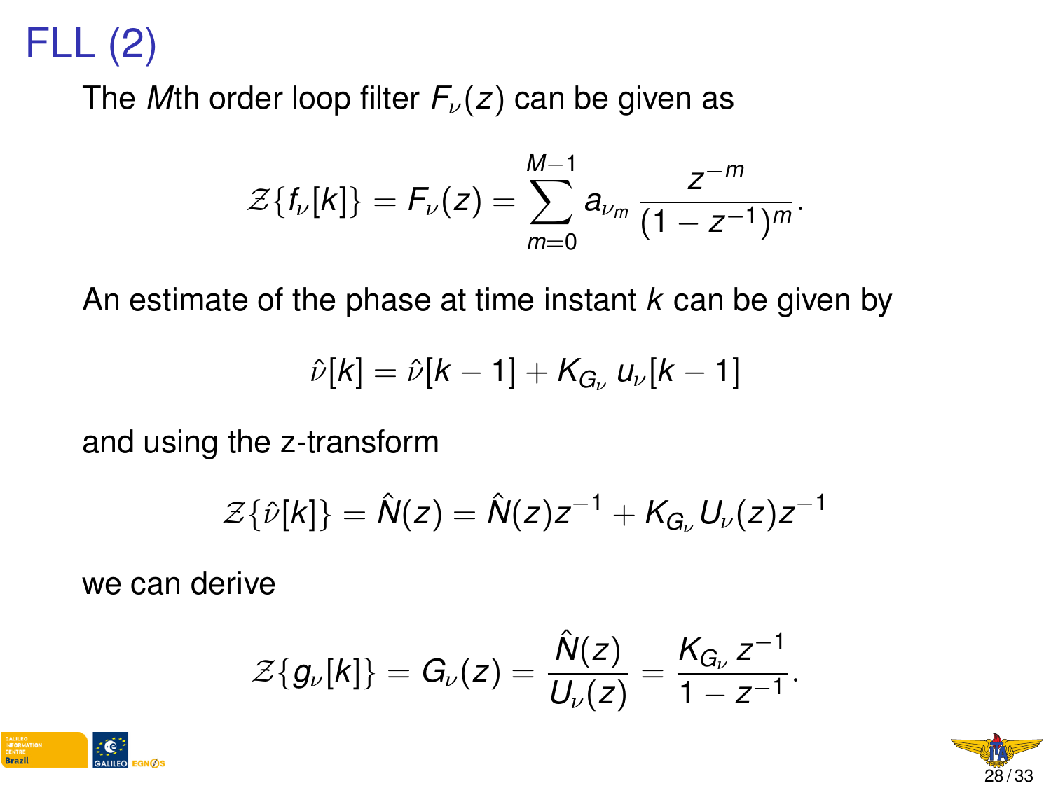# FLL (2)

The $M$th order loop filter $F_\nu(z)$ can be given as

$$\mathcal{Z}\{f_\nu[k]\} = F_\nu(z) = \sum_{m=0}^{M-1} a_{\nu_m} \frac{z^{-m}}{(1-z^{-1})^m}.$$

An estimate of the phase at time instant $k$ can be given by

$$\hat{\nu}[k] = \hat{\nu}[k-1] + K_{G_\nu}\, u_\nu[k-1]$$

and using the z-transform

$$\mathcal{Z}\{\hat{\nu}[k]\} = \hat{N}(z) = \hat{N}(z)z^{-1} + K_{G_\nu} U_\nu(z) z^{-1}$$

we can derive

$$\mathcal{Z}\{g_\nu[k]\} = G_\nu(z) = \frac{\hat{N}(z)}{U_\nu(z)} = \frac{K_{G_\nu}\, z^{-1}}{1-z^{-1}}.$$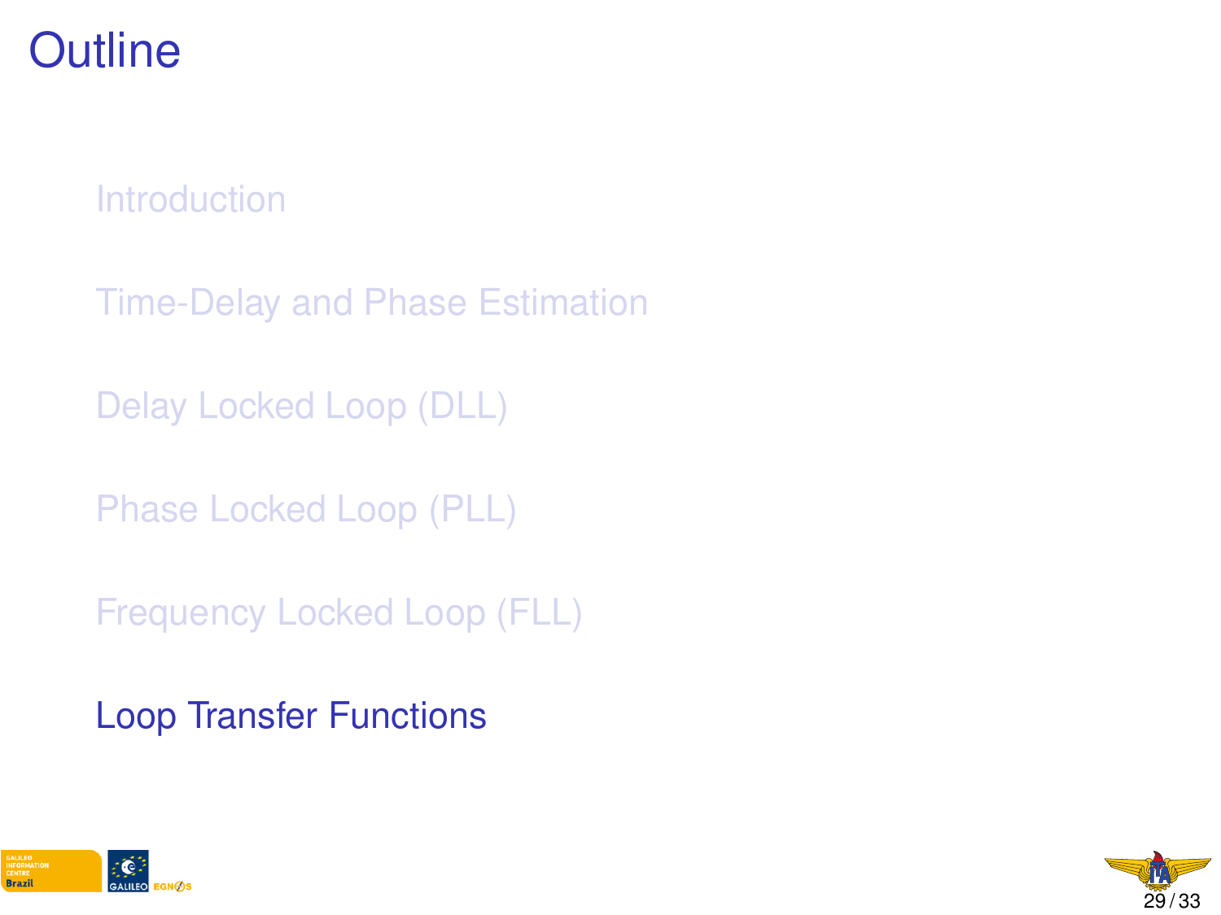# Outline

- Introduction
- Time-Delay and Phase Estimation
- Delay Locked Loop (DLL)
- Phase Locked Loop (PLL)
- Frequency Locked Loop (FLL)
- **Loop Transfer Functions**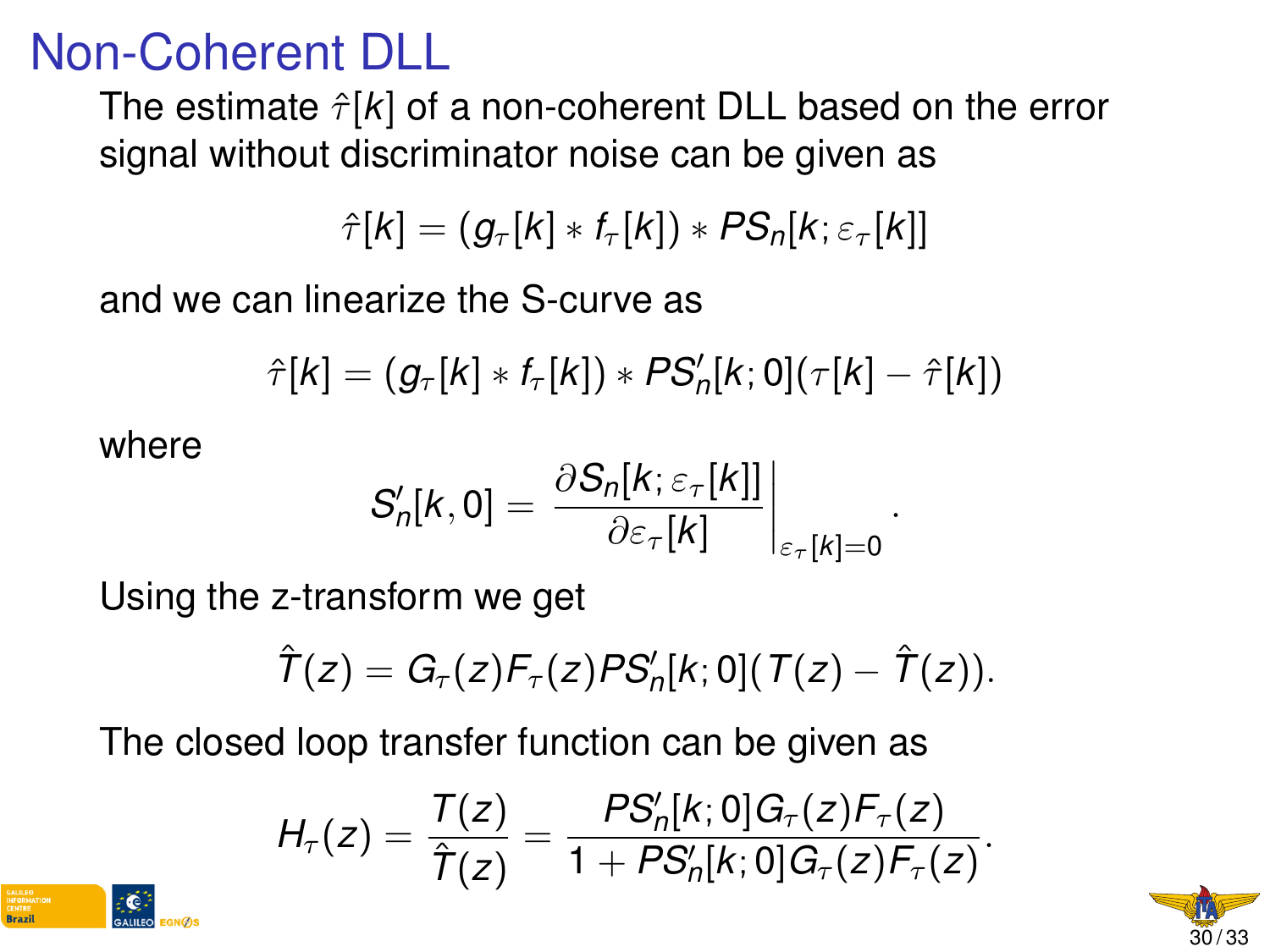# Non-Coherent DLL

The estimate $\hat{\tau}[k]$ of a non-coherent DLL based on the error signal without discriminator noise can be given as

$$\hat{\tau}[k] = (g_\tau[k] * f_\tau[k]) * PS_n[k; \varepsilon_\tau[k]]$$

and we can linearize the S-curve as

$$\hat{\tau}[k] = (g_\tau[k] * f_\tau[k]) * PS'_n[k; 0](\tau[k] - \hat{\tau}[k])$$

where

$$S'_n[k, 0] = \left. \frac{\partial S_n[k; \varepsilon_\tau[k]]}{\partial \varepsilon_\tau[k]} \right|_{\varepsilon_\tau[k]=0}.$$

Using the z-transform we get

$$\hat{T}(z) = G_\tau(z) F_\tau(z) PS'_n[k; 0](T(z) - \hat{T}(z)).$$

The closed loop transfer function can be given as

$$H_\tau(z) = \frac{T(z)}{\hat{T}(z)} = \frac{PS'_n[k; 0] G_\tau(z) F_\tau(z)}{1 + PS'_n[k; 0] G_\tau(z) F_\tau(z)}.$$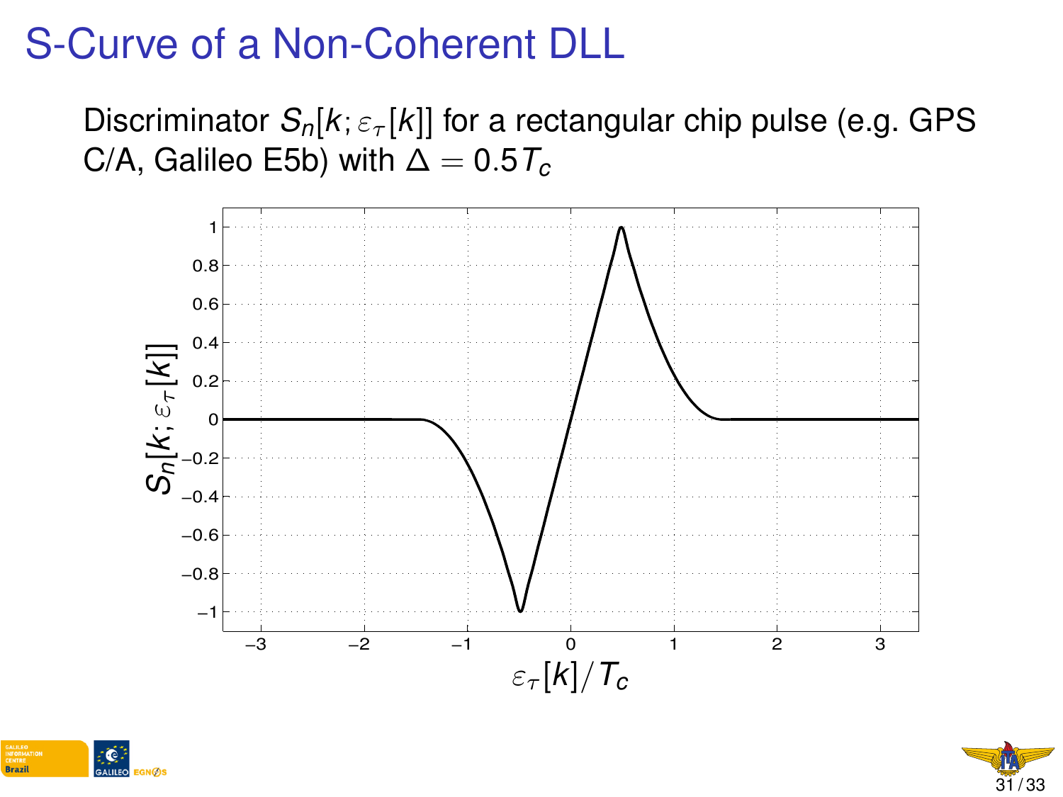# S-Curve of a Non-Coherent DLL

Discriminator $S_n[k; \varepsilon_\tau[k]]$ for a rectangular chip pulse (e.g. GPS C/A, Galileo E5b) with $\Delta = 0.5T_c$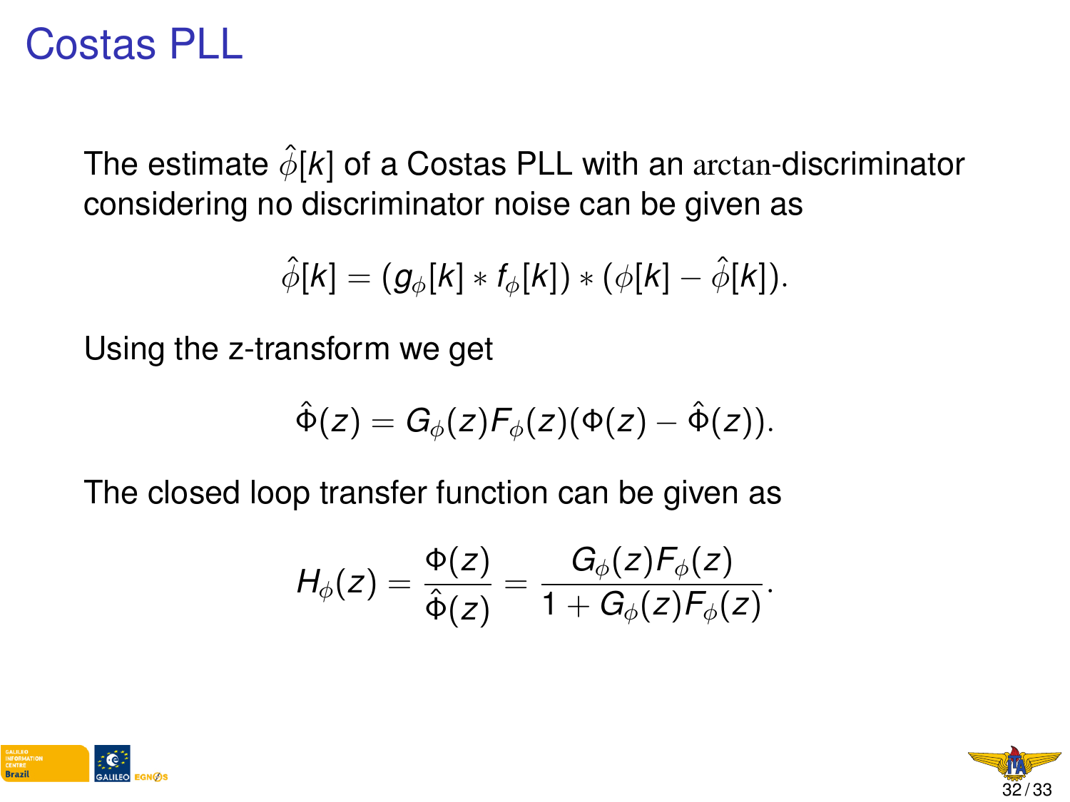# Costas PLL

The estimate $\hat{\phi}[k]$ of a Costas PLL with an $\arctan$-discriminator considering no discriminator noise can be given as

$$\hat{\phi}[k] = (g_\phi[k] * f_\phi[k]) * (\phi[k] - \hat{\phi}[k]).$$

Using the z-transform we get

$$\hat{\Phi}(z) = G_\phi(z)F_\phi(z)(\Phi(z) - \hat{\Phi}(z)).$$

The closed loop transfer function can be given as

$$H_\phi(z) = \frac{\Phi(z)}{\hat{\Phi}(z)} = \frac{G_\phi(z)F_\phi(z)}{1 + G_\phi(z)F_\phi(z)}.$$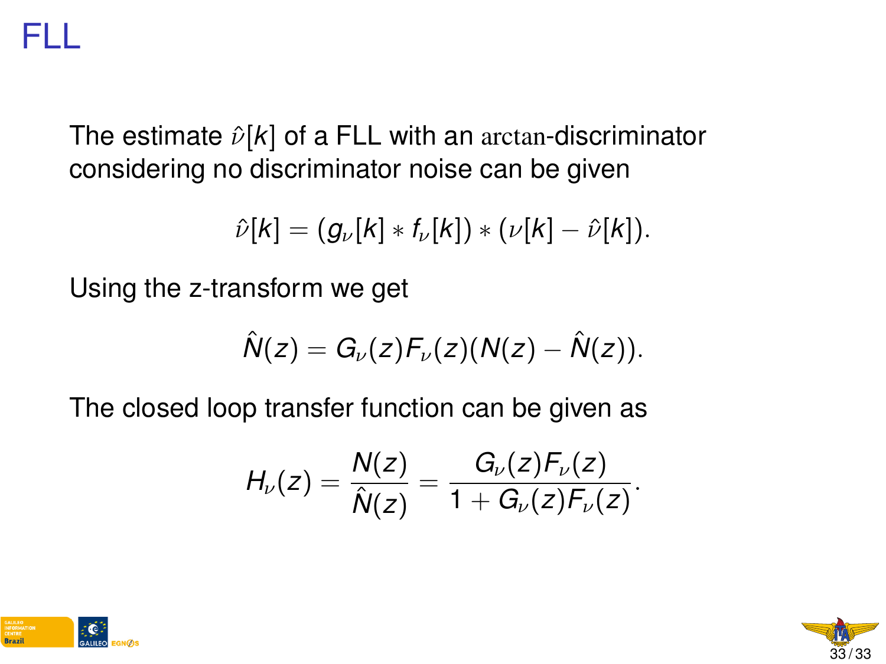# FLL

The estimate $\hat{\nu}[k]$ of a FLL with an $\arctan$-discriminator considering no discriminator noise can be given

$$\hat{\nu}[k] = (g_\nu[k] * f_\nu[k]) * (\nu[k] - \hat{\nu}[k]).$$

Using the z-transform we get

$$\hat{N}(z) = G_\nu(z)F_\nu(z)(N(z) - \hat{N}(z)).$$

The closed loop transfer function can be given as

$$H_\nu(z) = \frac{N(z)}{\hat{N}(z)} = \frac{G_\nu(z)F_\nu(z)}{1 + G_\nu(z)F_\nu(z)}.$$